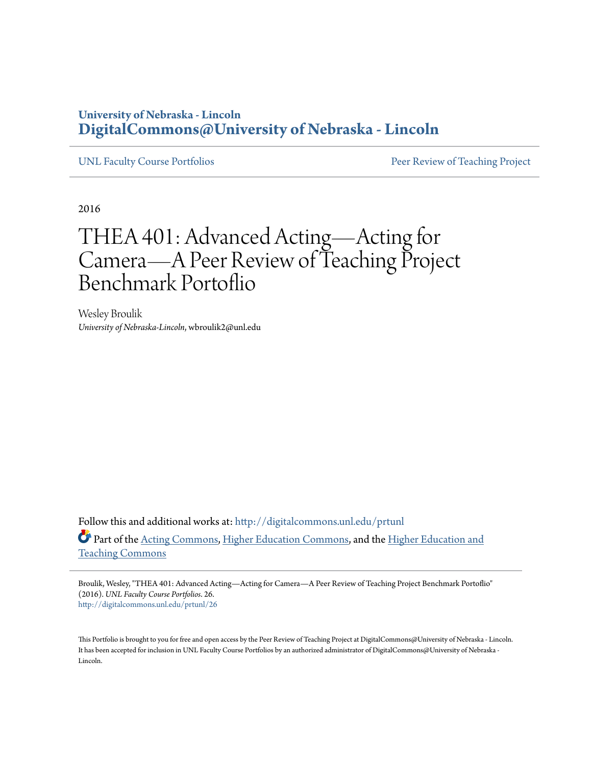University of Nebraska - Lincoln
**DigitalCommons@University of Nebraska - Lincoln**

UNL Faculty Course Portfolios | Peer Review of Teaching Project

2016

# THEA 401: Advanced Acting—Acting for Camera—A Peer Review of Teaching Project Benchmark Portoflio

Wesley Broulik
*University of Nebraska-Lincoln*, wbroulik2@unl.edu

Follow this and additional works at: http://digitalcommons.unl.edu/prtunl

Part of the Acting Commons, Higher Education Commons, and the Higher Education and Teaching Commons

Broulik, Wesley, "THEA 401: Advanced Acting—Acting for Camera—A Peer Review of Teaching Project Benchmark Portoflio" (2016). *UNL Faculty Course Portfolios*. 26.
http://digitalcommons.unl.edu/prtunl/26

This Portfolio is brought to you for free and open access by the Peer Review of Teaching Project at DigitalCommons@University of Nebraska - Lincoln. It has been accepted for inclusion in UNL Faculty Course Portfolios by an authorized administrator of DigitalCommons@University of Nebraska - Lincoln.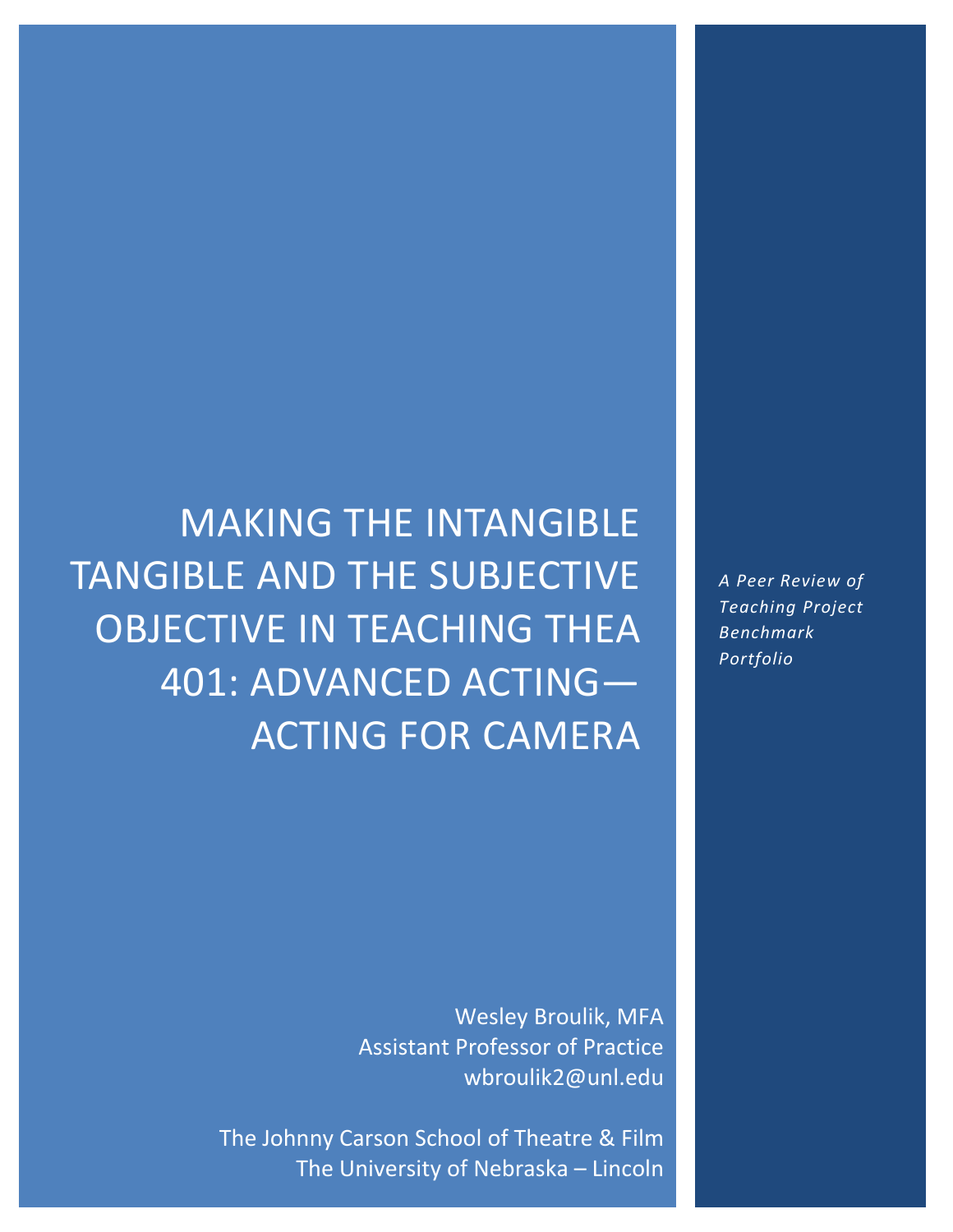# MAKING THE INTANGIBLE TANGIBLE AND THE SUBJECTIVE OBJECTIVE IN TEACHING THEA 401: ADVANCED ACTING—ACTING FOR CAMERA

*A Peer Review of Teaching Project Benchmark Portfolio*

Wesley Broulik, MFA
Assistant Professor of Practice
wbroulik2@unl.edu

The Johnny Carson School of Theatre & Film
The University of Nebraska – Lincoln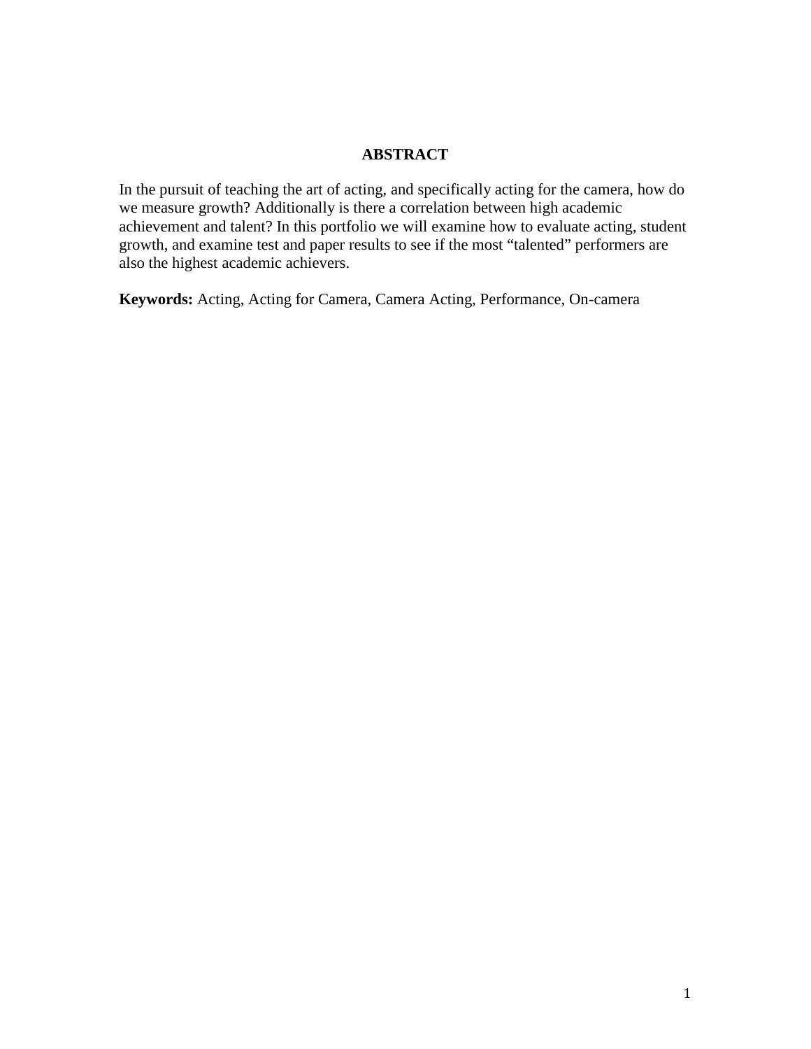# ABSTRACT

In the pursuit of teaching the art of acting, and specifically acting for the camera, how do we measure growth? Additionally is there a correlation between high academic achievement and talent? In this portfolio we will examine how to evaluate acting, student growth, and examine test and paper results to see if the most "talented" performers are also the highest academic achievers.

**Keywords:** Acting, Acting for Camera, Camera Acting, Performance, On-camera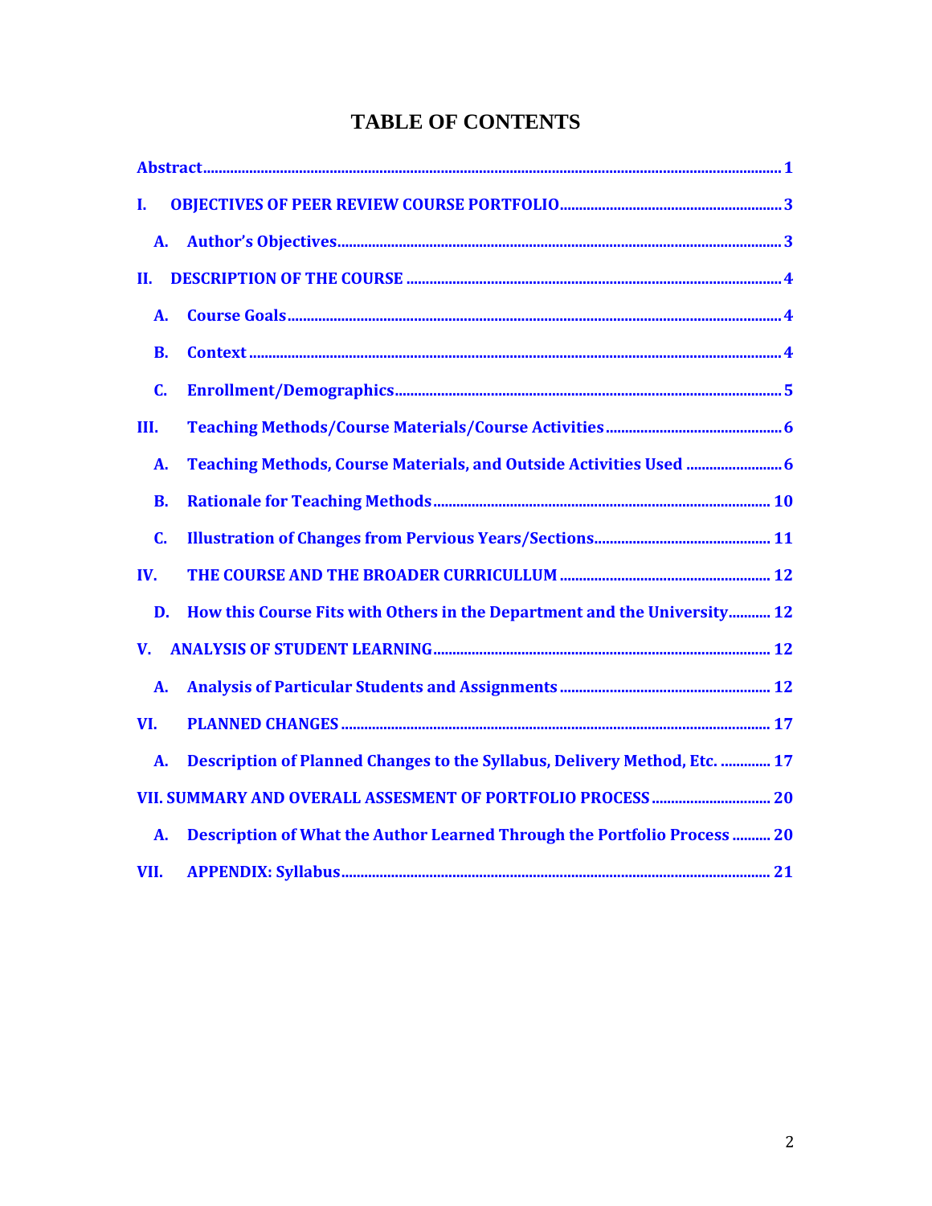# TABLE OF CONTENTS

Abstract .......... 1

I. OBJECTIVES OF PEER REVIEW COURSE PORTFOLIO .......... 3

A. Author's Objectives .......... 3

II. DESCRIPTION OF THE COURSE .......... 4

A. Course Goals .......... 4

B. Context .......... 4

C. Enrollment/Demographics .......... 5

III. Teaching Methods/Course Materials/Course Activities .......... 6

A. Teaching Methods, Course Materials, and Outside Activities Used .......... 6

B. Rationale for Teaching Methods .......... 10

C. Illustration of Changes from Pervious Years/Sections .......... 11

IV. THE COURSE AND THE BROADER CURRICULLUM .......... 12

D. How this Course Fits with Others in the Department and the University .......... 12

V. ANALYSIS OF STUDENT LEARNING .......... 12

A. Analysis of Particular Students and Assignments .......... 12

VI. PLANNED CHANGES .......... 17

A. Description of Planned Changes to the Syllabus, Delivery Method, Etc. .......... 17

VII. SUMMARY AND OVERALL ASSESMENT OF PORTFOLIO PROCESS .......... 20

A. Description of What the Author Learned Through the Portfolio Process .......... 20

VII. APPENDIX: Syllabus .......... 21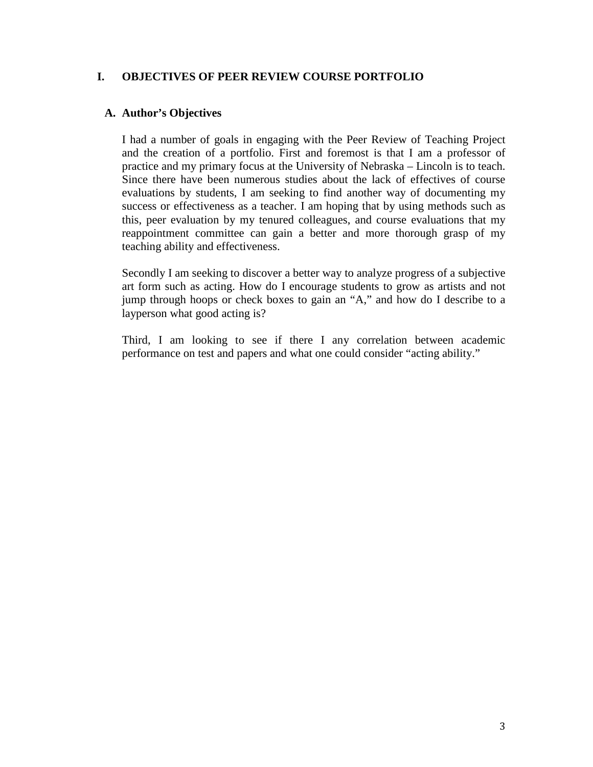# I. OBJECTIVES OF PEER REVIEW COURSE PORTFOLIO

## A. Author's Objectives

I had a number of goals in engaging with the Peer Review of Teaching Project and the creation of a portfolio. First and foremost is that I am a professor of practice and my primary focus at the University of Nebraska – Lincoln is to teach. Since there have been numerous studies about the lack of effectives of course evaluations by students, I am seeking to find another way of documenting my success or effectiveness as a teacher. I am hoping that by using methods such as this, peer evaluation by my tenured colleagues, and course evaluations that my reappointment committee can gain a better and more thorough grasp of my teaching ability and effectiveness.

Secondly I am seeking to discover a better way to analyze progress of a subjective art form such as acting. How do I encourage students to grow as artists and not jump through hoops or check boxes to gain an "A," and how do I describe to a layperson what good acting is?

Third, I am looking to see if there I any correlation between academic performance on test and papers and what one could consider "acting ability."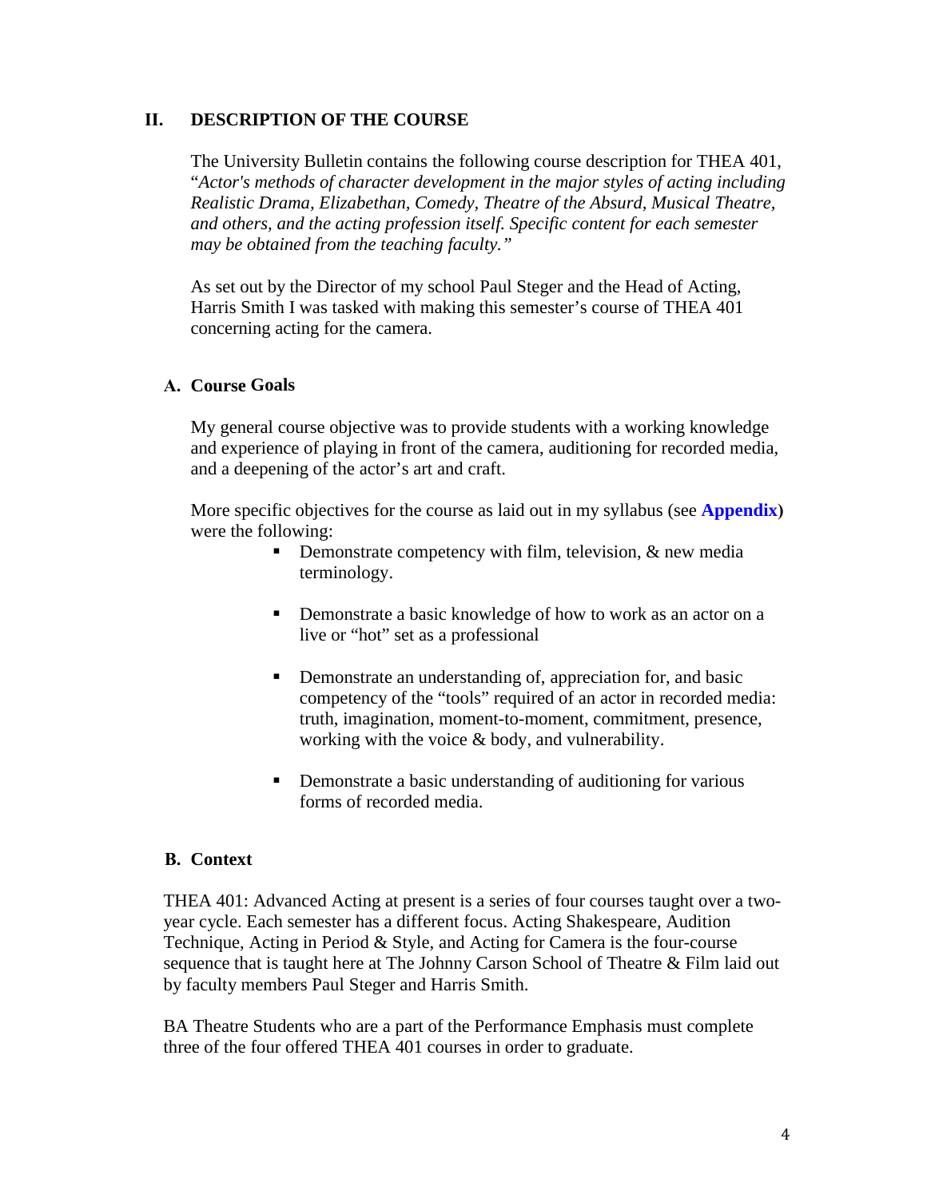## II. DESCRIPTION OF THE COURSE

The University Bulletin contains the following course description for THEA 401, "*Actor's methods of character development in the major styles of acting including Realistic Drama, Elizabethan, Comedy, Theatre of the Absurd, Musical Theatre, and others, and the acting profession itself. Specific content for each semester may be obtained from the teaching faculty.*"

As set out by the Director of my school Paul Steger and the Head of Acting, Harris Smith I was tasked with making this semester's course of THEA 401 concerning acting for the camera.

### A. Course Goals

My general course objective was to provide students with a working knowledge and experience of playing in front of the camera, auditioning for recorded media, and a deepening of the actor's art and craft.

More specific objectives for the course as laid out in my syllabus (see **Appendix**) were the following:

- Demonstrate competency with film, television, & new media terminology.
- Demonstrate a basic knowledge of how to work as an actor on a live or "hot" set as a professional
- Demonstrate an understanding of, appreciation for, and basic competency of the "tools" required of an actor in recorded media: truth, imagination, moment-to-moment, commitment, presence, working with the voice & body, and vulnerability.
- Demonstrate a basic understanding of auditioning for various forms of recorded media.

### B. Context

THEA 401: Advanced Acting at present is a series of four courses taught over a two-year cycle. Each semester has a different focus. Acting Shakespeare, Audition Technique, Acting in Period & Style, and Acting for Camera is the four-course sequence that is taught here at The Johnny Carson School of Theatre & Film laid out by faculty members Paul Steger and Harris Smith.

BA Theatre Students who are a part of the Performance Emphasis must complete three of the four offered THEA 401 courses in order to graduate.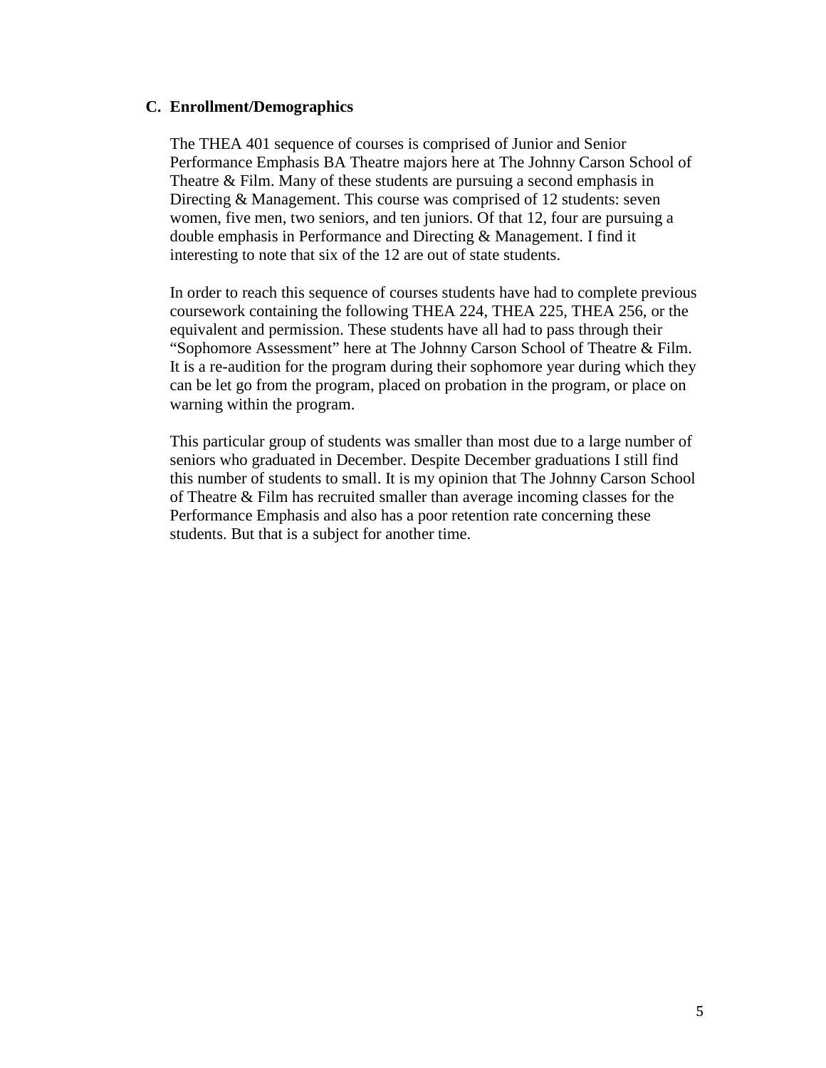### C. Enrollment/Demographics

The THEA 401 sequence of courses is comprised of Junior and Senior Performance Emphasis BA Theatre majors here at The Johnny Carson School of Theatre & Film. Many of these students are pursuing a second emphasis in Directing & Management. This course was comprised of 12 students: seven women, five men, two seniors, and ten juniors. Of that 12, four are pursuing a double emphasis in Performance and Directing & Management. I find it interesting to note that six of the 12 are out of state students.

In order to reach this sequence of courses students have had to complete previous coursework containing the following THEA 224, THEA 225, THEA 256, or the equivalent and permission. These students have all had to pass through their "Sophomore Assessment" here at The Johnny Carson School of Theatre & Film. It is a re-audition for the program during their sophomore year during which they can be let go from the program, placed on probation in the program, or place on warning within the program.

This particular group of students was smaller than most due to a large number of seniors who graduated in December. Despite December graduations I still find this number of students to small. It is my opinion that The Johnny Carson School of Theatre & Film has recruited smaller than average incoming classes for the Performance Emphasis and also has a poor retention rate concerning these students. But that is a subject for another time.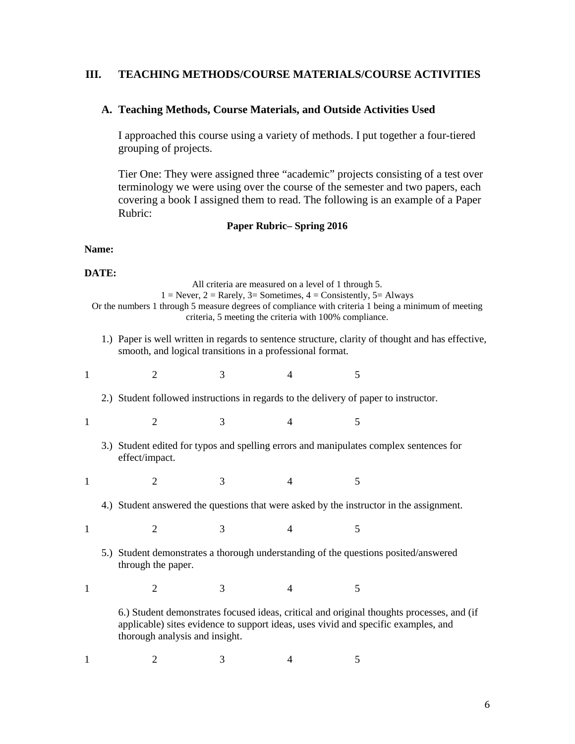## III. TEACHING METHODS/COURSE MATERIALS/COURSE ACTIVITIES

### A. Teaching Methods, Course Materials, and Outside Activities Used

I approached this course using a variety of methods. I put together a four-tiered grouping of projects.

Tier One: They were assigned three "academic" projects consisting of a test over terminology we were using over the course of the semester and two papers, each covering a book I assigned them to read. The following is an example of a Paper Rubric:

**Paper Rubric– Spring 2016**

**Name:**

**DATE:**

All criteria are measured on a level of 1 through 5.
1 = Never, 2 = Rarely, 3= Sometimes, 4 = Consistently, 5= Always
Or the numbers 1 through 5 measure degrees of compliance with criteria 1 being a minimum of meeting criteria, 5 meeting the criteria with 100% compliance.

1.) Paper is well written in regards to sentence structure, clarity of thought and has effective, smooth, and logical transitions in a professional format.

1 2 3 4 5

2.) Student followed instructions in regards to the delivery of paper to instructor.

1 2 3 4 5

3.) Student edited for typos and spelling errors and manipulates complex sentences for effect/impact.

1 2 3 4 5

4.) Student answered the questions that were asked by the instructor in the assignment.

1 2 3 4 5

5.) Student demonstrates a thorough understanding of the questions posited/answered through the paper.

1 2 3 4 5

6.) Student demonstrates focused ideas, critical and original thoughts processes, and (if applicable) sites evidence to support ideas, uses vivid and specific examples, and thorough analysis and insight.

1 2 3 4 5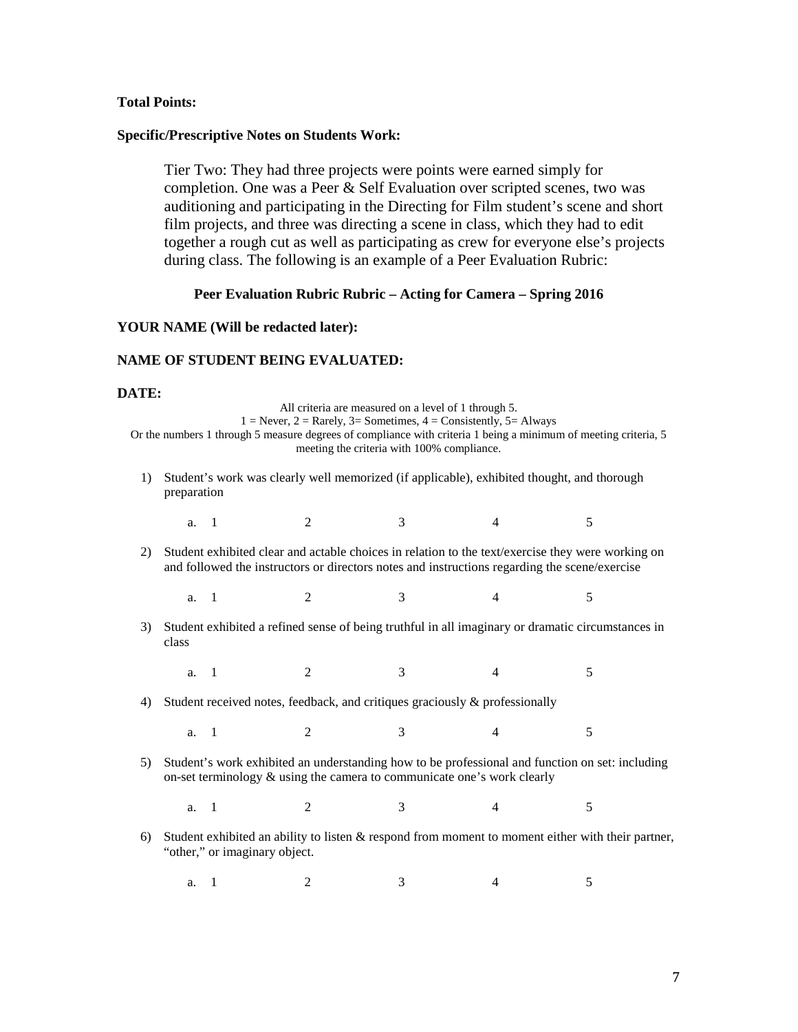**Total Points:**

**Specific/Prescriptive Notes on Students Work:**

> Tier Two: They had three projects were points were earned simply for completion. One was a Peer & Self Evaluation over scripted scenes, two was auditioning and participating in the Directing for Film student's scene and short film projects, and three was directing a scene in class, which they had to edit together a rough cut as well as participating as crew for everyone else's projects during class. The following is an example of a Peer Evaluation Rubric:

**Peer Evaluation Rubric Rubric – Acting for Camera – Spring 2016**

**YOUR NAME (Will be redacted later):**

**NAME OF STUDENT BEING EVALUATED:**

**DATE:**

All criteria are measured on a level of 1 through 5.
1 = Never, 2 = Rarely, 3= Sometimes, 4 = Consistently, 5= Always
Or the numbers 1 through 5 measure degrees of compliance with criteria 1 being a minimum of meeting criteria, 5 meeting the criteria with 100% compliance.

1) Student's work was clearly well memorized (if applicable), exhibited thought, and thorough preparation
   a. 1 2 3 4 5
2) Student exhibited clear and actable choices in relation to the text/exercise they were working on and followed the instructors or directors notes and instructions regarding the scene/exercise
   a. 1 2 3 4 5
3) Student exhibited a refined sense of being truthful in all imaginary or dramatic circumstances in class
   a. 1 2 3 4 5
4) Student received notes, feedback, and critiques graciously & professionally
   a. 1 2 3 4 5
5) Student's work exhibited an understanding how to be professional and function on set: including on-set terminology & using the camera to communicate one's work clearly
   a. 1 2 3 4 5
6) Student exhibited an ability to listen & respond from moment to moment either with their partner, "other," or imaginary object.
   a. 1 2 3 4 5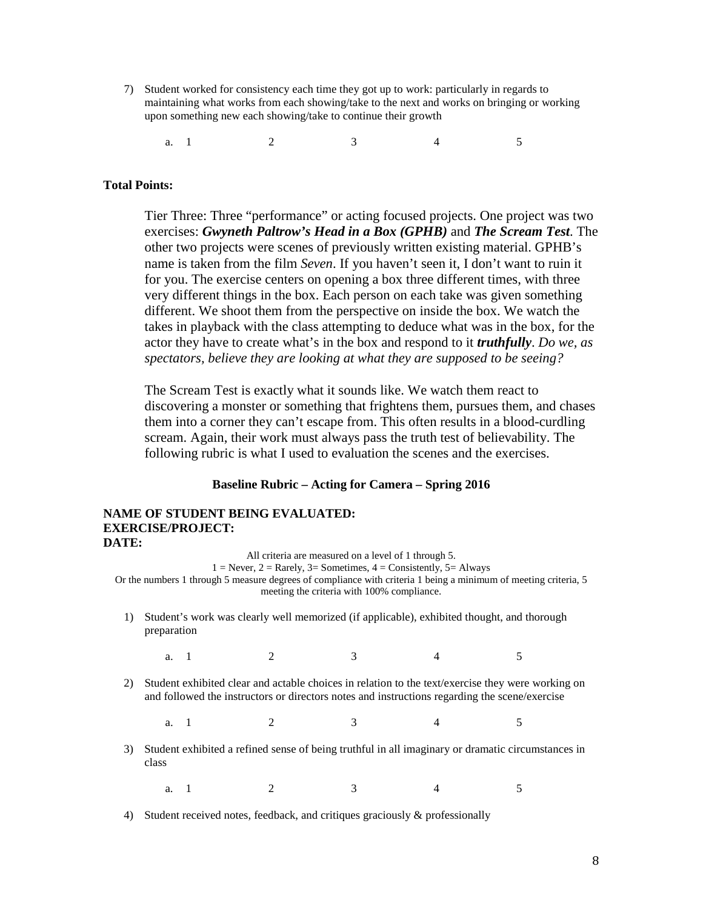7) Student worked for consistency each time they got up to work: particularly in regards to maintaining what works from each showing/take to the next and works on bringing or working upon something new each showing/take to continue their growth

    a. 1 2 3 4 5

**Total Points:**

Tier Three: Three "performance" or acting focused projects. One project was two exercises: ***Gwyneth Paltrow's Head in a Box (GPHB)*** and ***The Scream Test***. The other two projects were scenes of previously written existing material. GPHB's name is taken from the film *Seven*. If you haven't seen it, I don't want to ruin it for you. The exercise centers on opening a box three different times, with three very different things in the box. Each person on each take was given something different. We shoot them from the perspective on inside the box. We watch the takes in playback with the class attempting to deduce what was in the box, for the actor they have to create what's in the box and respond to it ***truthfully***. *Do we, as spectators, believe they are looking at what they are supposed to be seeing?*

The Scream Test is exactly what it sounds like. We watch them react to discovering a monster or something that frightens them, pursues them, and chases them into a corner they can't escape from. This often results in a blood-curdling scream. Again, their work must always pass the truth test of believability. The following rubric is what I used to evaluation the scenes and the exercises.

**Baseline Rubric – Acting for Camera – Spring 2016**

**NAME OF STUDENT BEING EVALUATED:**
**EXERCISE/PROJECT:**
**DATE:**

All criteria are measured on a level of 1 through 5.
1 = Never, 2 = Rarely, 3= Sometimes, 4 = Consistently, 5= Always
Or the numbers 1 through 5 measure degrees of compliance with criteria 1 being a minimum of meeting criteria, 5 meeting the criteria with 100% compliance.

1) Student's work was clearly well memorized (if applicable), exhibited thought, and thorough preparation

    a. 1 2 3 4 5

2) Student exhibited clear and actable choices in relation to the text/exercise they were working on and followed the instructors or directors notes and instructions regarding the scene/exercise

    a. 1 2 3 4 5

3) Student exhibited a refined sense of being truthful in all imaginary or dramatic circumstances in class

    a. 1 2 3 4 5

4) Student received notes, feedback, and critiques graciously & professionally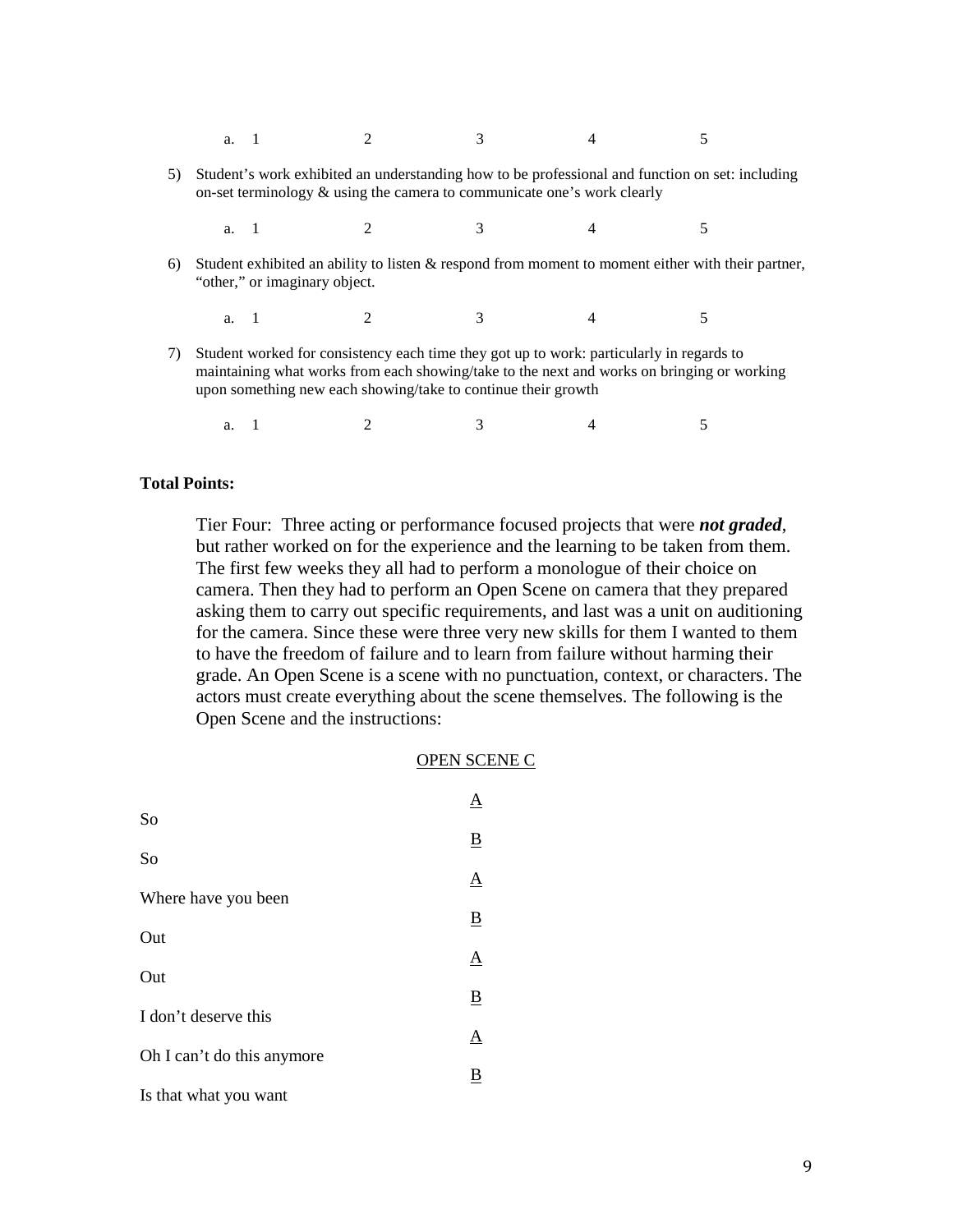a. 1 2 3 4 5

5) Student's work exhibited an understanding how to be professional and function on set: including on-set terminology & using the camera to communicate one's work clearly

   a. 1 2 3 4 5

6) Student exhibited an ability to listen & respond from moment to moment either with their partner, "other," or imaginary object.

   a. 1 2 3 4 5

7) Student worked for consistency each time they got up to work: particularly in regards to maintaining what works from each showing/take to the next and works on bringing or working upon something new each showing/take to continue their growth

   a. 1 2 3 4 5

**Total Points:**

Tier Four: Three acting or performance focused projects that were ***not graded***, but rather worked on for the experience and the learning to be taken from them. The first few weeks they all had to perform a monologue of their choice on camera. Then they had to perform an Open Scene on camera that they prepared asking them to carry out specific requirements, and last was a unit on auditioning for the camera. Since these were three very new skills for them I wanted to them to have the freedom of failure and to learn from failure without harming their grade. An Open Scene is a scene with no punctuation, context, or characters. The actors must create everything about the scene themselves. The following is the Open Scene and the instructions:

<u>OPEN SCENE C</u>

<u>A</u>

So

<u>B</u>

So

<u>A</u>

Where have you been

<u>B</u>

Out

<u>A</u>

Out

<u>B</u>

I don't deserve this

<u>A</u>

Oh I can't do this anymore

<u>B</u>

Is that what you want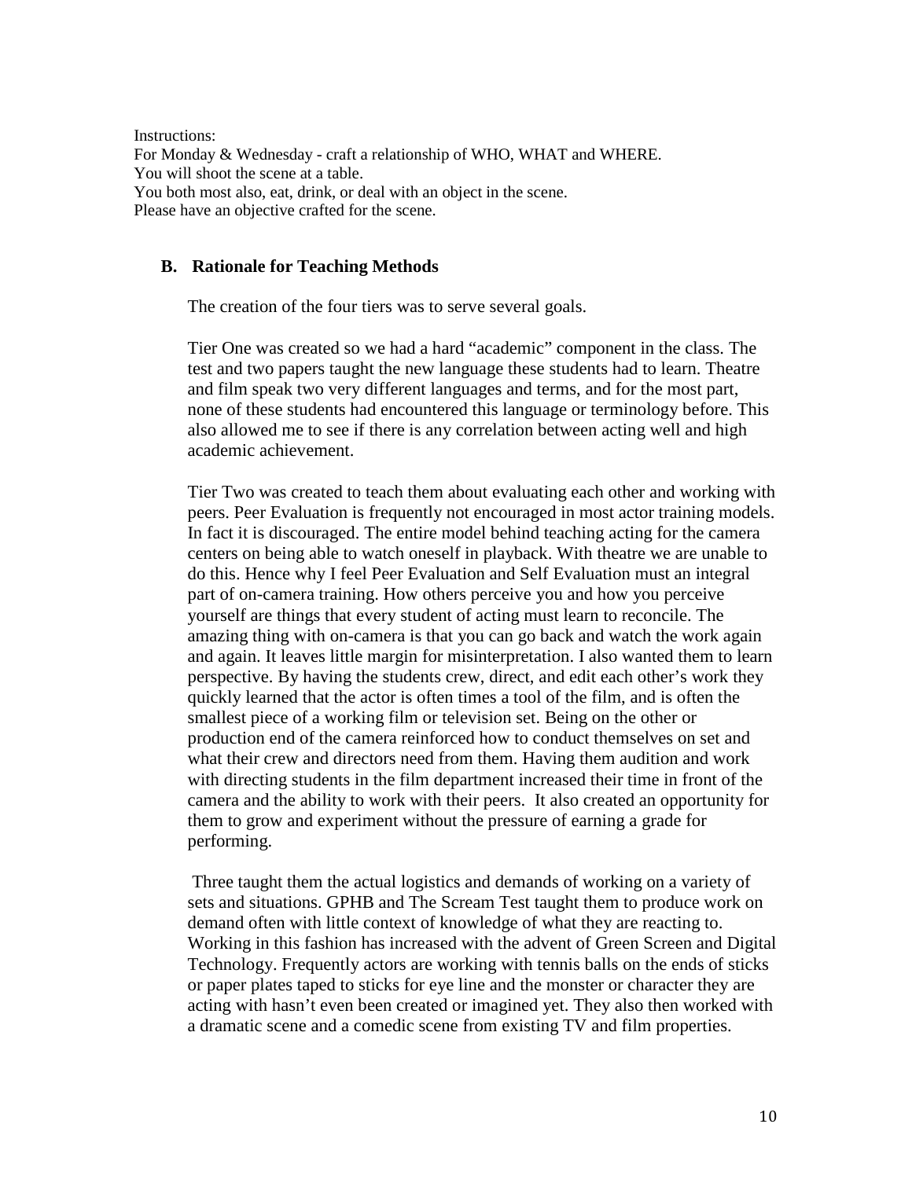Instructions:
For Monday & Wednesday - craft a relationship of WHO, WHAT and WHERE.
You will shoot the scene at a table.
You both most also, eat, drink, or deal with an object in the scene.
Please have an objective crafted for the scene.

### B. Rationale for Teaching Methods

The creation of the four tiers was to serve several goals.

Tier One was created so we had a hard "academic" component in the class. The test and two papers taught the new language these students had to learn. Theatre and film speak two very different languages and terms, and for the most part, none of these students had encountered this language or terminology before. This also allowed me to see if there is any correlation between acting well and high academic achievement.

Tier Two was created to teach them about evaluating each other and working with peers. Peer Evaluation is frequently not encouraged in most actor training models. In fact it is discouraged. The entire model behind teaching acting for the camera centers on being able to watch oneself in playback. With theatre we are unable to do this. Hence why I feel Peer Evaluation and Self Evaluation must an integral part of on-camera training. How others perceive you and how you perceive yourself are things that every student of acting must learn to reconcile. The amazing thing with on-camera is that you can go back and watch the work again and again. It leaves little margin for misinterpretation. I also wanted them to learn perspective. By having the students crew, direct, and edit each other's work they quickly learned that the actor is often times a tool of the film, and is often the smallest piece of a working film or television set. Being on the other or production end of the camera reinforced how to conduct themselves on set and what their crew and directors need from them. Having them audition and work with directing students in the film department increased their time in front of the camera and the ability to work with their peers. It also created an opportunity for them to grow and experiment without the pressure of earning a grade for performing.

Three taught them the actual logistics and demands of working on a variety of sets and situations. GPHB and The Scream Test taught them to produce work on demand often with little context of knowledge of what they are reacting to. Working in this fashion has increased with the advent of Green Screen and Digital Technology. Frequently actors are working with tennis balls on the ends of sticks or paper plates taped to sticks for eye line and the monster or character they are acting with hasn't even been created or imagined yet. They also then worked with a dramatic scene and a comedic scene from existing TV and film properties.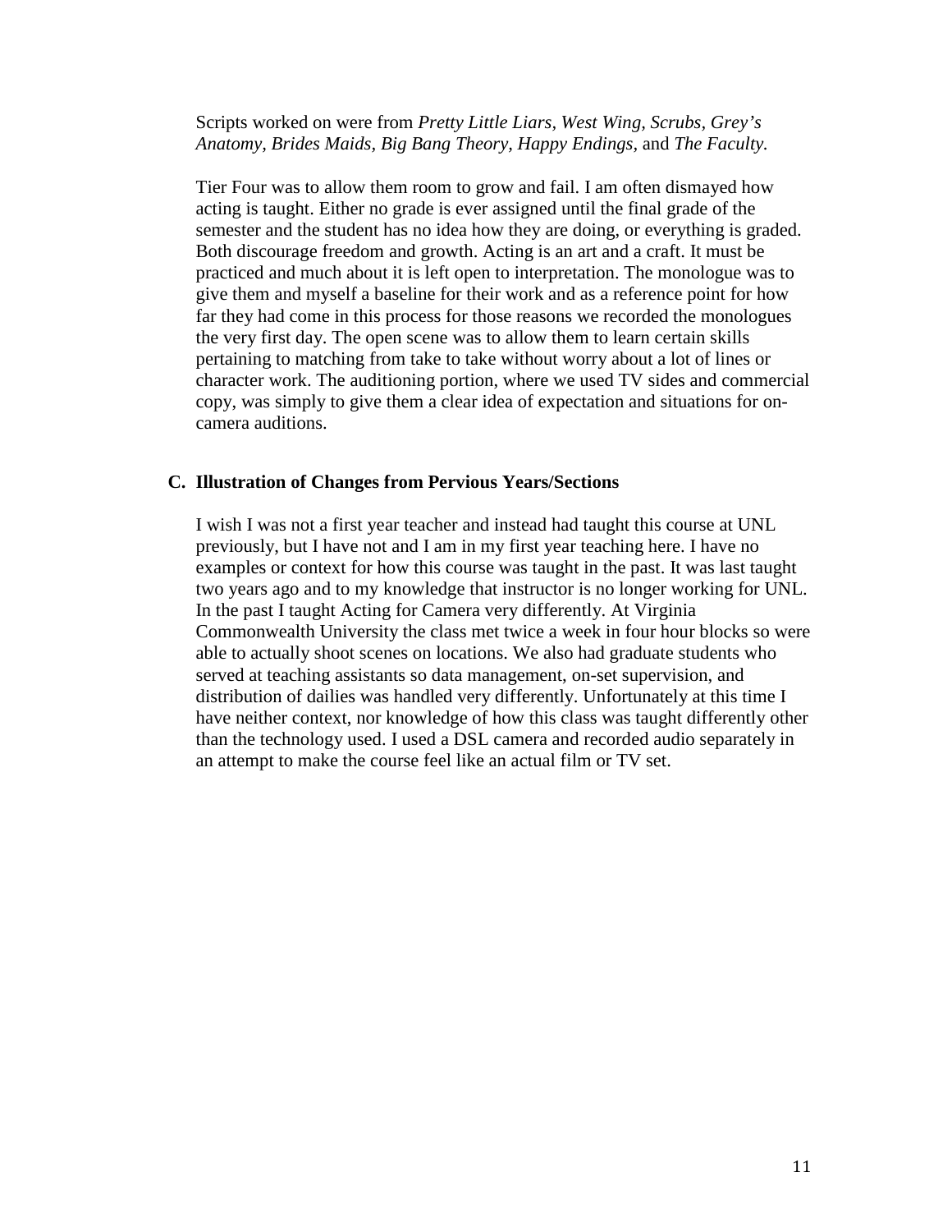Scripts worked on were from *Pretty Little Liars*, *West Wing*, *Scrubs*, *Grey's Anatomy*, *Brides Maids*, *Big Bang Theory*, *Happy Endings*, and *The Faculty.*

Tier Four was to allow them room to grow and fail. I am often dismayed how acting is taught. Either no grade is ever assigned until the final grade of the semester and the student has no idea how they are doing, or everything is graded. Both discourage freedom and growth. Acting is an art and a craft. It must be practiced and much about it is left open to interpretation. The monologue was to give them and myself a baseline for their work and as a reference point for how far they had come in this process for those reasons we recorded the monologues the very first day. The open scene was to allow them to learn certain skills pertaining to matching from take to take without worry about a lot of lines or character work. The auditioning portion, where we used TV sides and commercial copy, was simply to give them a clear idea of expectation and situations for on-camera auditions.

### C. Illustration of Changes from Pervious Years/Sections

I wish I was not a first year teacher and instead had taught this course at UNL previously, but I have not and I am in my first year teaching here. I have no examples or context for how this course was taught in the past. It was last taught two years ago and to my knowledge that instructor is no longer working for UNL. In the past I taught Acting for Camera very differently. At Virginia Commonwealth University the class met twice a week in four hour blocks so were able to actually shoot scenes on locations. We also had graduate students who served at teaching assistants so data management, on-set supervision, and distribution of dailies was handled very differently. Unfortunately at this time I have neither context, nor knowledge of how this class was taught differently other than the technology used. I used a DSL camera and recorded audio separately in an attempt to make the course feel like an actual film or TV set.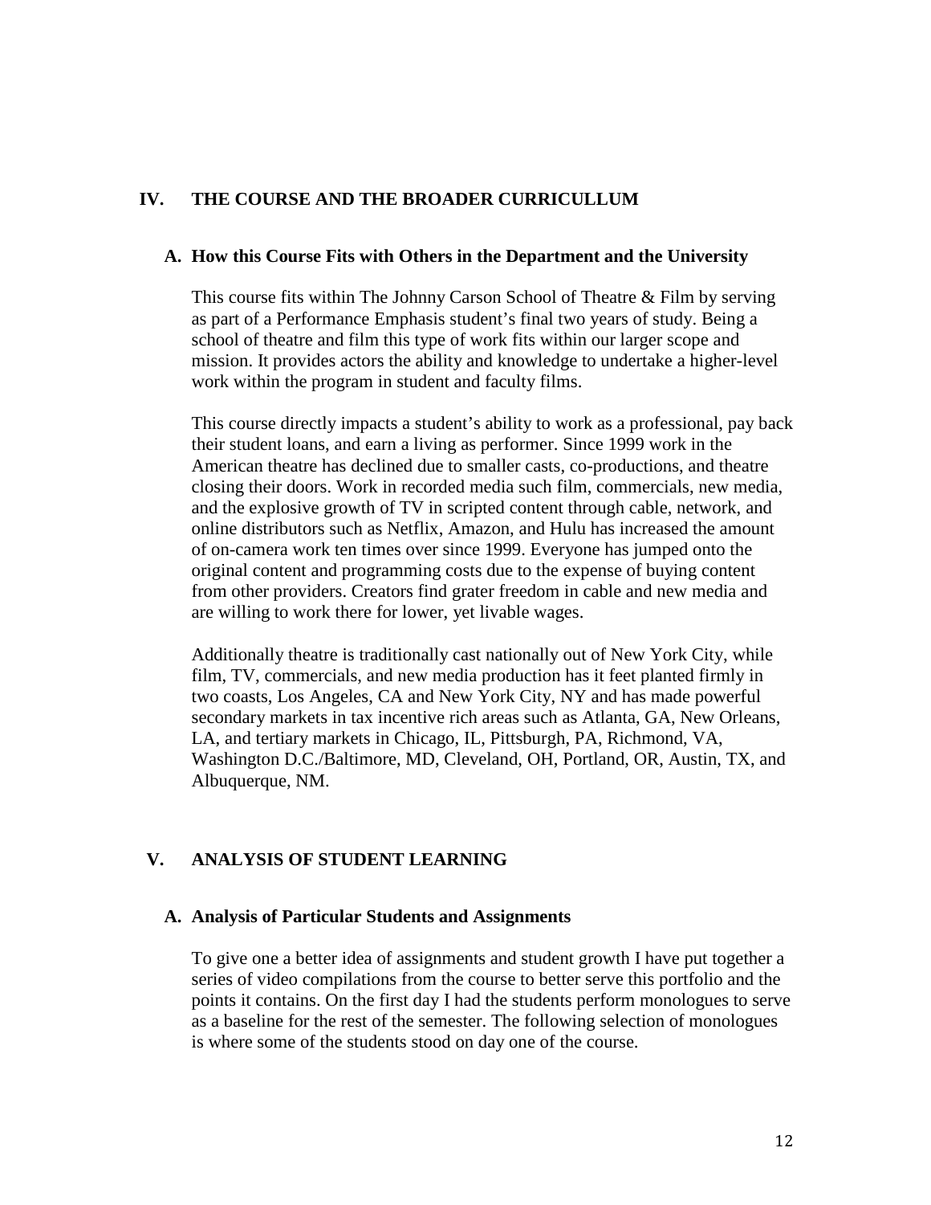## IV. THE COURSE AND THE BROADER CURRICULLUM

### A. How this Course Fits with Others in the Department and the University

This course fits within The Johnny Carson School of Theatre & Film by serving as part of a Performance Emphasis student's final two years of study. Being a school of theatre and film this type of work fits within our larger scope and mission. It provides actors the ability and knowledge to undertake a higher-level work within the program in student and faculty films.

This course directly impacts a student's ability to work as a professional, pay back their student loans, and earn a living as performer. Since 1999 work in the American theatre has declined due to smaller casts, co-productions, and theatre closing their doors. Work in recorded media such film, commercials, new media, and the explosive growth of TV in scripted content through cable, network, and online distributors such as Netflix, Amazon, and Hulu has increased the amount of on-camera work ten times over since 1999. Everyone has jumped onto the original content and programming costs due to the expense of buying content from other providers. Creators find grater freedom in cable and new media and are willing to work there for lower, yet livable wages.

Additionally theatre is traditionally cast nationally out of New York City, while film, TV, commercials, and new media production has it feet planted firmly in two coasts, Los Angeles, CA and New York City, NY and has made powerful secondary markets in tax incentive rich areas such as Atlanta, GA, New Orleans, LA, and tertiary markets in Chicago, IL, Pittsburgh, PA, Richmond, VA, Washington D.C./Baltimore, MD, Cleveland, OH, Portland, OR, Austin, TX, and Albuquerque, NM.

## V. ANALYSIS OF STUDENT LEARNING

### A. Analysis of Particular Students and Assignments

To give one a better idea of assignments and student growth I have put together a series of video compilations from the course to better serve this portfolio and the points it contains. On the first day I had the students perform monologues to serve as a baseline for the rest of the semester. The following selection of monologues is where some of the students stood on day one of the course.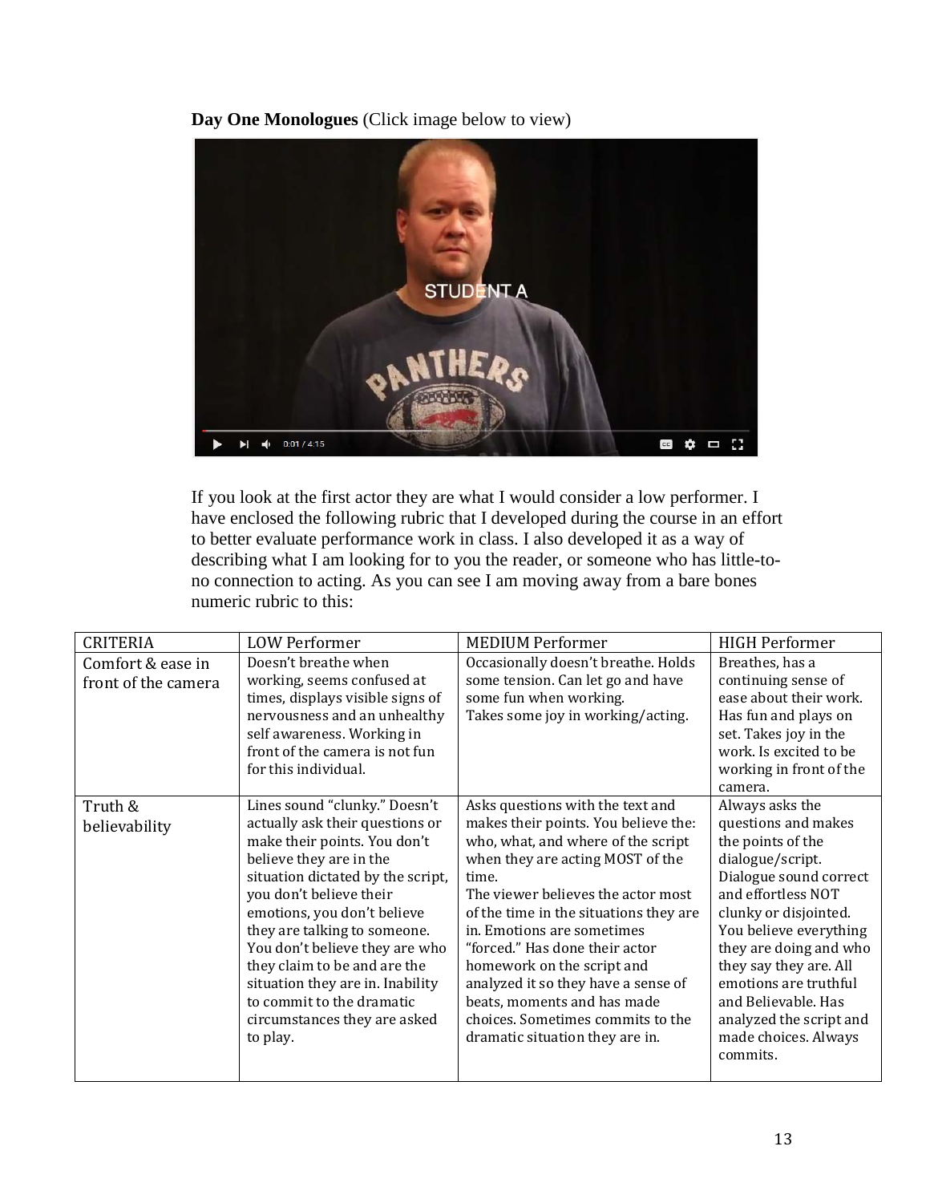**Day One Monologues** (Click image below to view)

If you look at the first actor they are what I would consider a low performer. I have enclosed the following rubric that I developed during the course in an effort to better evaluate performance work in class. I also developed it as a way of describing what I am looking for to you the reader, or someone who has little-to-no connection to acting. As you can see I am moving away from a bare bones numeric rubric to this:

| CRITERIA | LOW Performer | MEDIUM Performer | HIGH Performer |
| --- | --- | --- | --- |
| Comfort & ease in front of the camera | Doesn't breathe when working, seems confused at times, displays visible signs of nervousness and an unhealthy self awareness. Working in front of the camera is not fun for this individual. | Occasionally doesn't breathe. Holds some tension. Can let go and have some fun when working. Takes some joy in working/acting. | Breathes, has a continuing sense of ease about their work. Has fun and plays on set. Takes joy in the work. Is excited to be working in front of the camera. |
| Truth & believability | Lines sound "clunky." Doesn't actually ask their questions or make their points. You don't believe they are in the situation dictated by the script, you don't believe their emotions, you don't believe they are talking to someone. You don't believe they are who they claim to be and are the situation they are in. Inability to commit to the dramatic circumstances they are asked to play. | Asks questions with the text and makes their points. You believe the: who, what, and where of the script when they are acting MOST of the time. The viewer believes the actor most of the time in the situations they are in. Emotions are sometimes "forced." Has done their actor homework on the script and analyzed it so they have a sense of beats, moments and has made choices. Sometimes commits to the dramatic situation they are in. | Always asks the questions and makes the points of the dialogue/script. Dialogue sound correct and effortless NOT clunky or disjointed. You believe everything they are doing and who they say they are. All emotions are truthful and Believable. Has analyzed the script and made choices. Always commits. |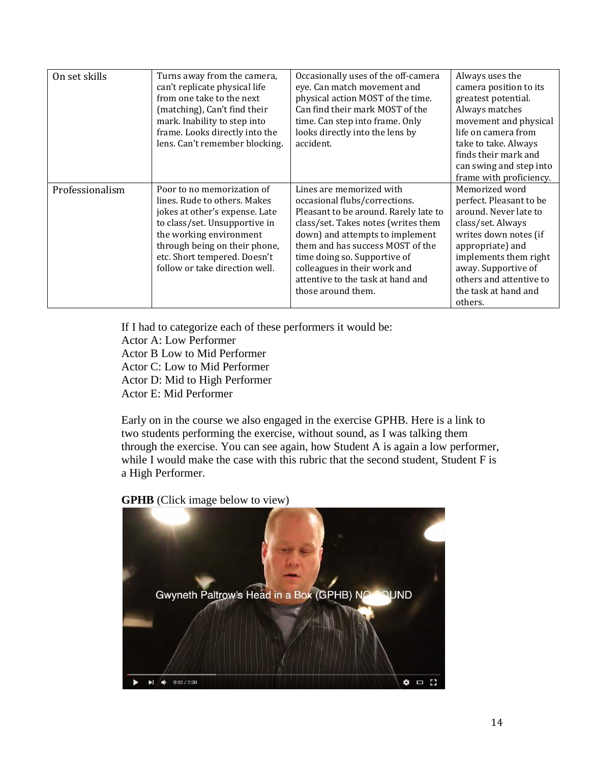| | | | |
|---|---|---|---|
| On set skills | Turns away from the camera, can't replicate physical life from one take to the next (matching), Can't find their mark. Inability to step into frame. Looks directly into the lens. Can't remember blocking. | Occasionally uses of the off-camera eye. Can match movement and physical action MOST of the time. Can find their mark MOST of the time. Can step into frame. Only looks directly into the lens by accident. | Always uses the camera position to its greatest potential. Always matches movement and physical life on camera from take to take. Always finds their mark and can swing and step into frame with proficiency. |
| Professionalism | Poor to no memorization of lines. Rude to others. Makes jokes at other's expense. Late to class/set. Unsupportive in the working environment through being on their phone, etc. Short tempered. Doesn't follow or take direction well. | Lines are memorized with occasional flubs/corrections. Pleasant to be around. Rarely late to class/set. Takes notes (writes them down) and attempts to implement them and has success MOST of the time doing so. Supportive of colleagues in their work and attentive to the task at hand and those around them. | Memorized word perfect. Pleasant to be around. Never late to class/set. Always writes down notes (if appropriate) and implements them right away. Supportive of others and attentive to the task at hand and others. |

If I had to categorize each of these performers it would be:
Actor A: Low Performer
Actor B Low to Mid Performer
Actor C: Low to Mid Performer
Actor D: Mid to High Performer
Actor E: Mid Performer

Early on in the course we also engaged in the exercise GPHB. Here is a link to two students performing the exercise, without sound, as I was talking them through the exercise. You can see again, how Student A is again a low performer, while I would make the case with this rubric that the second student, Student F is a High Performer.

**GPHB** (Click image below to view)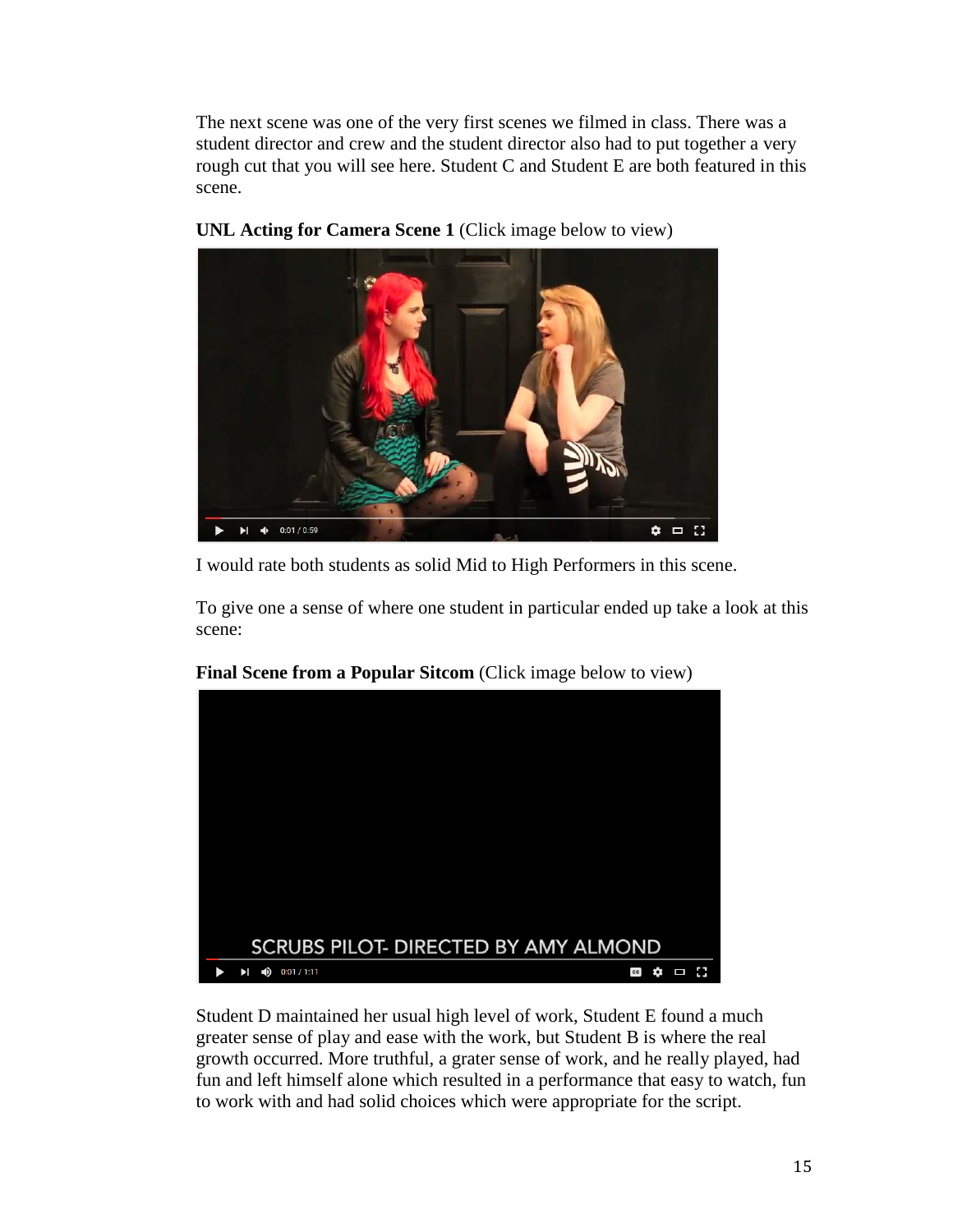The next scene was one of the very first scenes we filmed in class. There was a student director and crew and the student director also had to put together a very rough cut that you will see here. Student C and Student E are both featured in this scene.

**UNL Acting for Camera Scene 1** (Click image below to view)

I would rate both students as solid Mid to High Performers in this scene.

To give one a sense of where one student in particular ended up take a look at this scene:

**Final Scene from a Popular Sitcom** (Click image below to view)

Student D maintained her usual high level of work, Student E found a much greater sense of play and ease with the work, but Student B is where the real growth occurred. More truthful, a grater sense of work, and he really played, had fun and left himself alone which resulted in a performance that easy to watch, fun to work with and had solid choices which were appropriate for the script.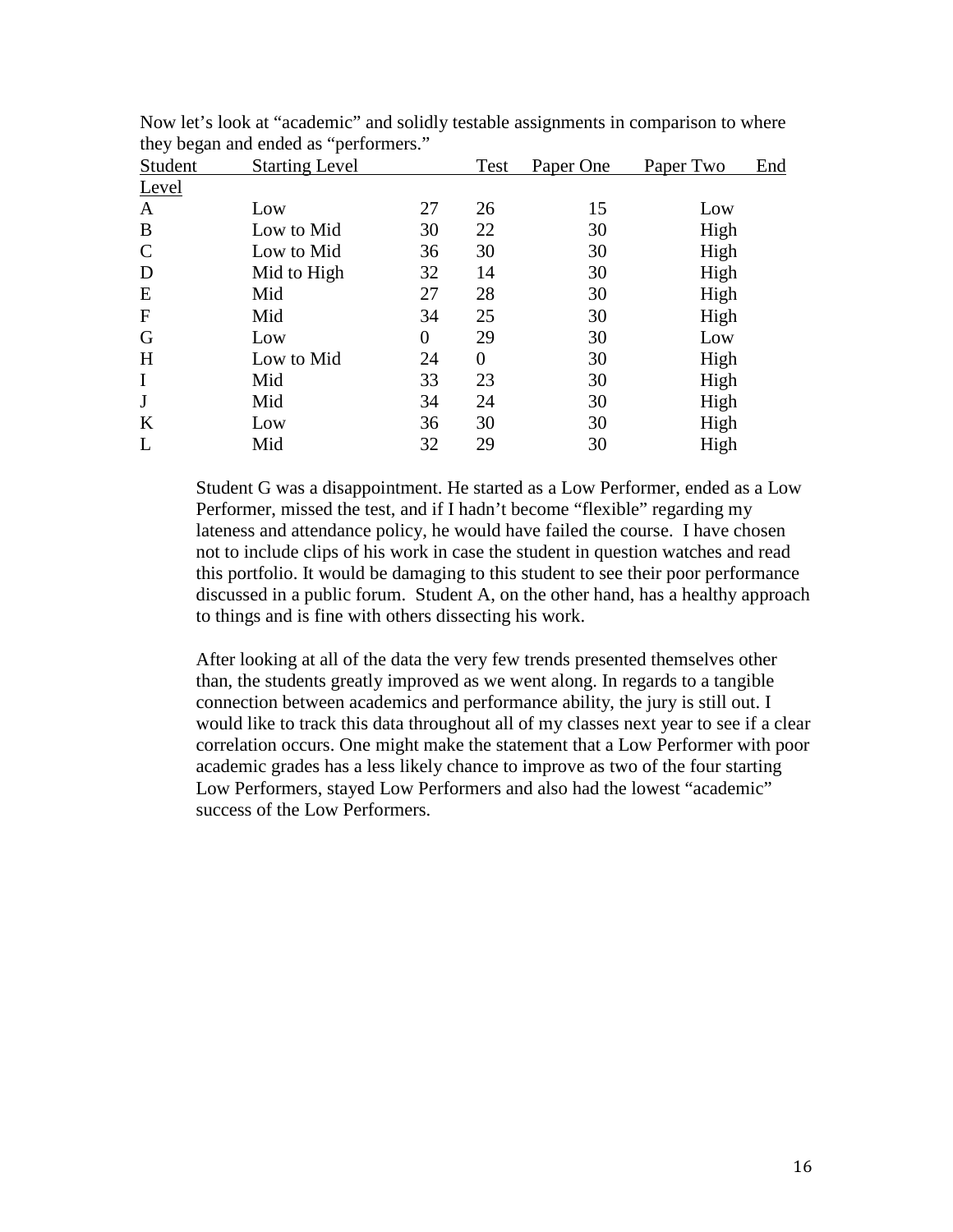Now let's look at "academic" and solidly testable assignments in comparison to where they began and ended as "performers."

| Student | Starting Level | Test | Paper One | Paper Two | End Level |
|---|---|---|---|---|---|
| A | Low | 27 | 26 | 15 | Low |
| B | Low to Mid | 30 | 22 | 30 | High |
| C | Low to Mid | 36 | 30 | 30 | High |
| D | Mid to High | 32 | 14 | 30 | High |
| E | Mid | 27 | 28 | 30 | High |
| F | Mid | 34 | 25 | 30 | High |
| G | Low | 0 | 29 | 30 | Low |
| H | Low to Mid | 24 | 0 | 30 | High |
| I | Mid | 33 | 23 | 30 | High |
| J | Mid | 34 | 24 | 30 | High |
| K | Low | 36 | 30 | 30 | High |
| L | Mid | 32 | 29 | 30 | High |

Student G was a disappointment. He started as a Low Performer, ended as a Low Performer, missed the test, and if I hadn't become "flexible" regarding my lateness and attendance policy, he would have failed the course. I have chosen not to include clips of his work in case the student in question watches and read this portfolio. It would be damaging to this student to see their poor performance discussed in a public forum. Student A, on the other hand, has a healthy approach to things and is fine with others dissecting his work.

After looking at all of the data the very few trends presented themselves other than, the students greatly improved as we went along. In regards to a tangible connection between academics and performance ability, the jury is still out. I would like to track this data throughout all of my classes next year to see if a clear correlation occurs. One might make the statement that a Low Performer with poor academic grades has a less likely chance to improve as two of the four starting Low Performers, stayed Low Performers and also had the lowest "academic" success of the Low Performers.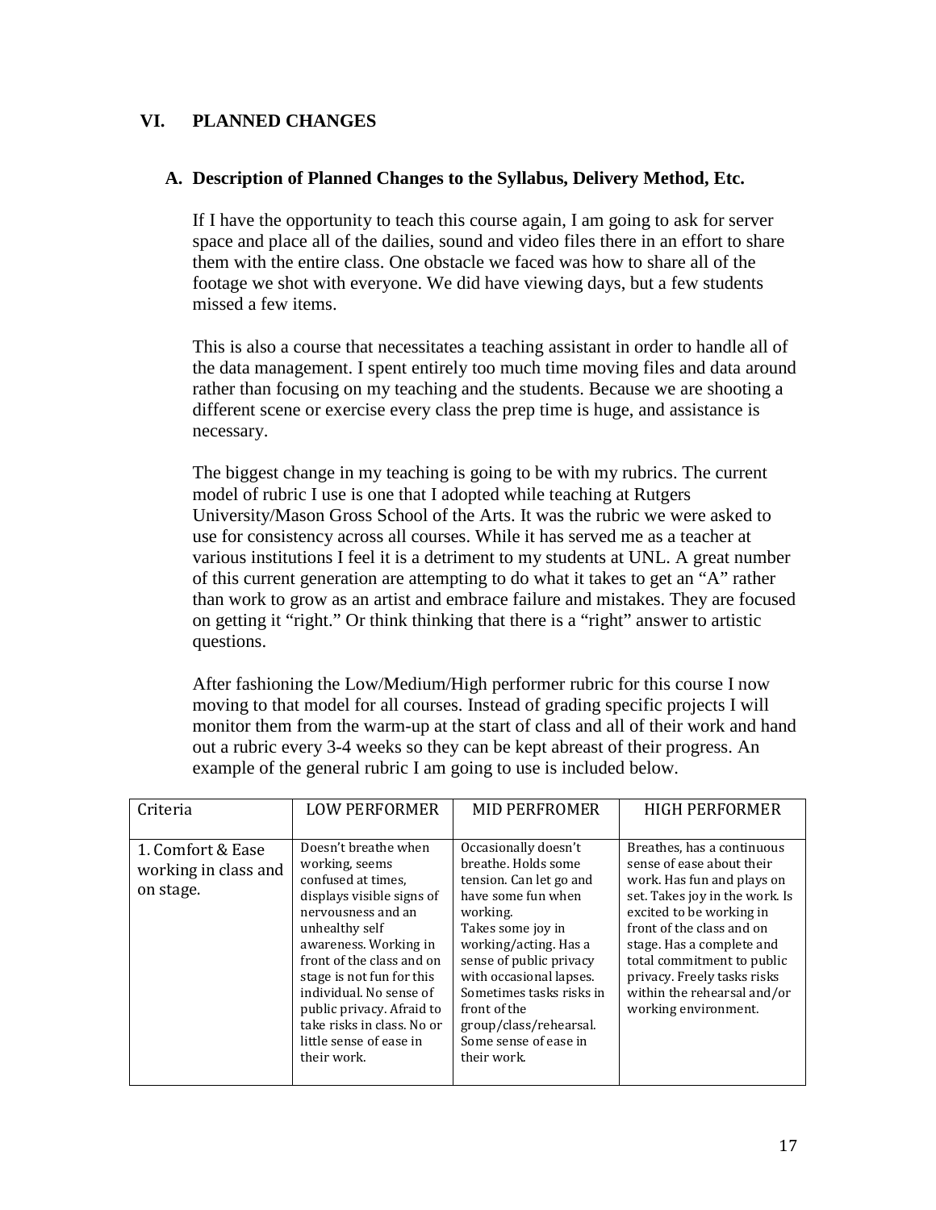## VI. PLANNED CHANGES

### A. Description of Planned Changes to the Syllabus, Delivery Method, Etc.

If I have the opportunity to teach this course again, I am going to ask for server space and place all of the dailies, sound and video files there in an effort to share them with the entire class. One obstacle we faced was how to share all of the footage we shot with everyone. We did have viewing days, but a few students missed a few items.

This is also a course that necessitates a teaching assistant in order to handle all of the data management. I spent entirely too much time moving files and data around rather than focusing on my teaching and the students. Because we are shooting a different scene or exercise every class the prep time is huge, and assistance is necessary.

The biggest change in my teaching is going to be with my rubrics. The current model of rubric I use is one that I adopted while teaching at Rutgers University/Mason Gross School of the Arts. It was the rubric we were asked to use for consistency across all courses. While it has served me as a teacher at various institutions I feel it is a detriment to my students at UNL. A great number of this current generation are attempting to do what it takes to get an "A" rather than work to grow as an artist and embrace failure and mistakes. They are focused on getting it "right." Or think thinking that there is a "right" answer to artistic questions.

After fashioning the Low/Medium/High performer rubric for this course I now moving to that model for all courses. Instead of grading specific projects I will monitor them from the warm-up at the start of class and all of their work and hand out a rubric every 3-4 weeks so they can be kept abreast of their progress. An example of the general rubric I am going to use is included below.

| Criteria | LOW PERFORMER | MID PERFROMER | HIGH PERFORMER |
|---|---|---|---|
| 1. Comfort & Ease working in class and on stage. | Doesn't breathe when working, seems confused at times, displays visible signs of nervousness and an unhealthy self awareness. Working in front of the class and on stage is not fun for this individual. No sense of public privacy. Afraid to take risks in class. No or little sense of ease in their work. | Occasionally doesn't breathe. Holds some tension. Can let go and have some fun when working. Takes some joy in working/acting. Has a sense of public privacy with occasional lapses. Sometimes tasks risks in front of the group/class/rehearsal. Some sense of ease in their work. | Breathes, has a continuous sense of ease about their work. Has fun and plays on set. Takes joy in the work. Is excited to be working in front of the class and on stage. Has a complete and total commitment to public privacy. Freely tasks risks within the rehearsal and/or working environment. |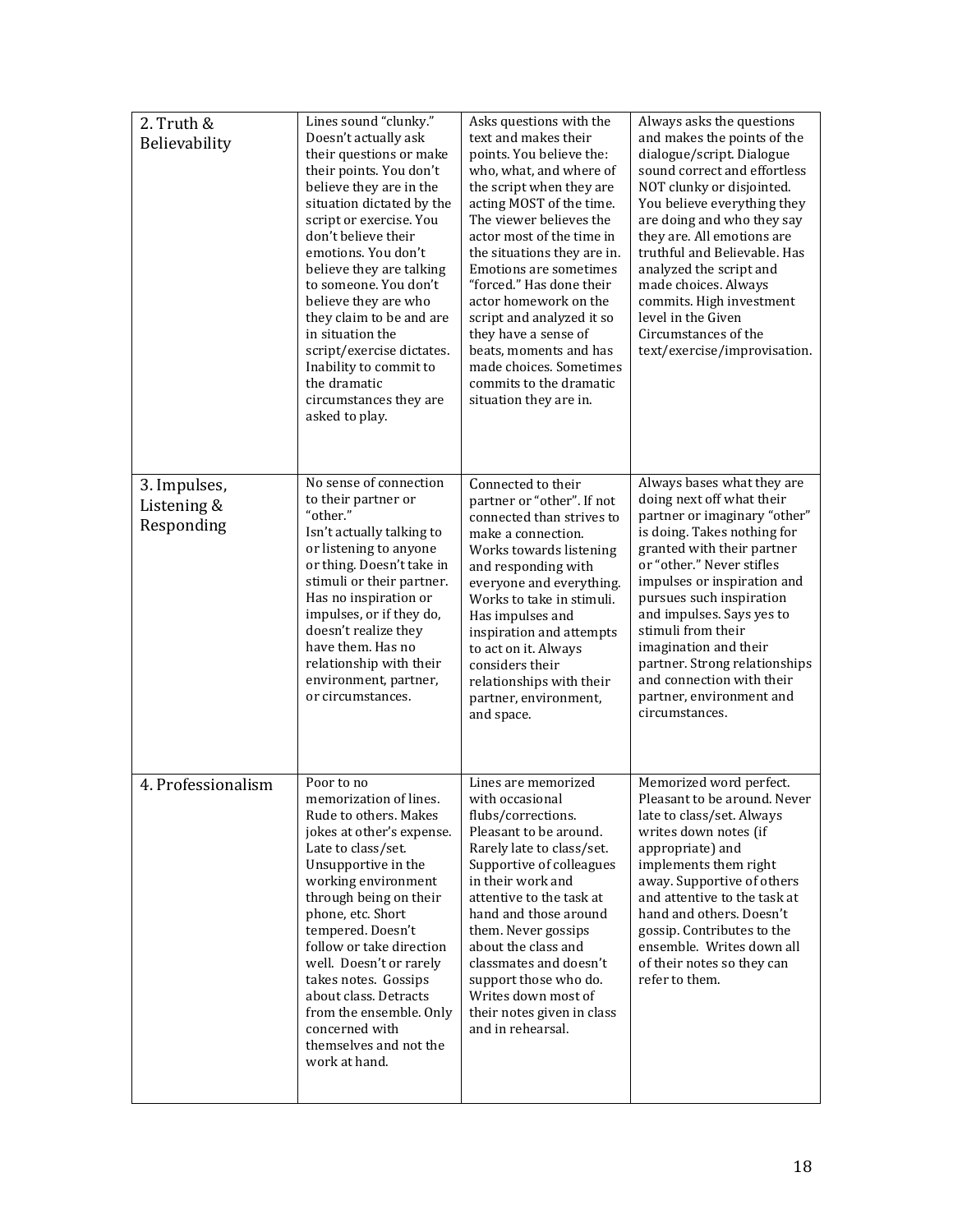| | | | |
|---|---|---|---|
| 2. Truth & Believability | Lines sound "clunky." Doesn't actually ask their questions or make their points. You don't believe they are in the situation dictated by the script or exercise. You don't believe their emotions. You don't believe they are talking to someone. You don't believe they are who they claim to be and are in situation the script/exercise dictates. Inability to commit to the dramatic circumstances they are asked to play. | Asks questions with the text and makes their points. You believe the: who, what, and where of the script when they are acting MOST of the time. The viewer believes the actor most of the time in the situations they are in. Emotions are sometimes "forced." Has done their actor homework on the script and analyzed it so they have a sense of beats, moments and has made choices. Sometimes commits to the dramatic situation they are in. | Always asks the questions and makes the points of the dialogue/script. Dialogue sound correct and effortless NOT clunky or disjointed. You believe everything they are doing and who they say they are. All emotions are truthful and Believable. Has analyzed the script and made choices. Always commits. High investment level in the Given Circumstances of the text/exercise/improvisation. |
| 3. Impulses, Listening & Responding | No sense of connection to their partner or "other." Isn't actually talking to or listening to anyone or thing. Doesn't take in stimuli or their partner. Has no inspiration or impulses, or if they do, doesn't realize they have them. Has no relationship with their environment, partner, or circumstances. | Connected to their partner or "other". If not connected than strives to make a connection. Works towards listening and responding with everyone and everything. Works to take in stimuli. Has impulses and inspiration and attempts to act on it. Always considers their relationships with their partner, environment, and space. | Always bases what they are doing next off what their partner or imaginary "other" is doing. Takes nothing for granted with their partner or "other." Never stifles impulses or inspiration and pursues such inspiration and impulses. Says yes to stimuli from their imagination and their partner. Strong relationships and connection with their partner, environment and circumstances. |
| 4. Professionalism | Poor to no memorization of lines. Rude to others. Makes jokes at other's expense. Late to class/set. Unsupportive in the working environment through being on their phone, etc. Short tempered. Doesn't follow or take direction well. Doesn't or rarely takes notes. Gossips about class. Detracts from the ensemble. Only concerned with themselves and not the work at hand. | Lines are memorized with occasional flubs/corrections. Pleasant to be around. Rarely late to class/set. Supportive of colleagues in their work and attentive to the task at hand and those around them. Never gossips about the class and classmates and doesn't support those who do. Writes down most of their notes given in class and in rehearsal. | Memorized word perfect. Pleasant to be around. Never late to class/set. Always writes down notes (if appropriate) and implements them right away. Supportive of others and attentive to the task at hand and others. Doesn't gossip. Contributes to the ensemble. Writes down all of their notes so they can refer to them. |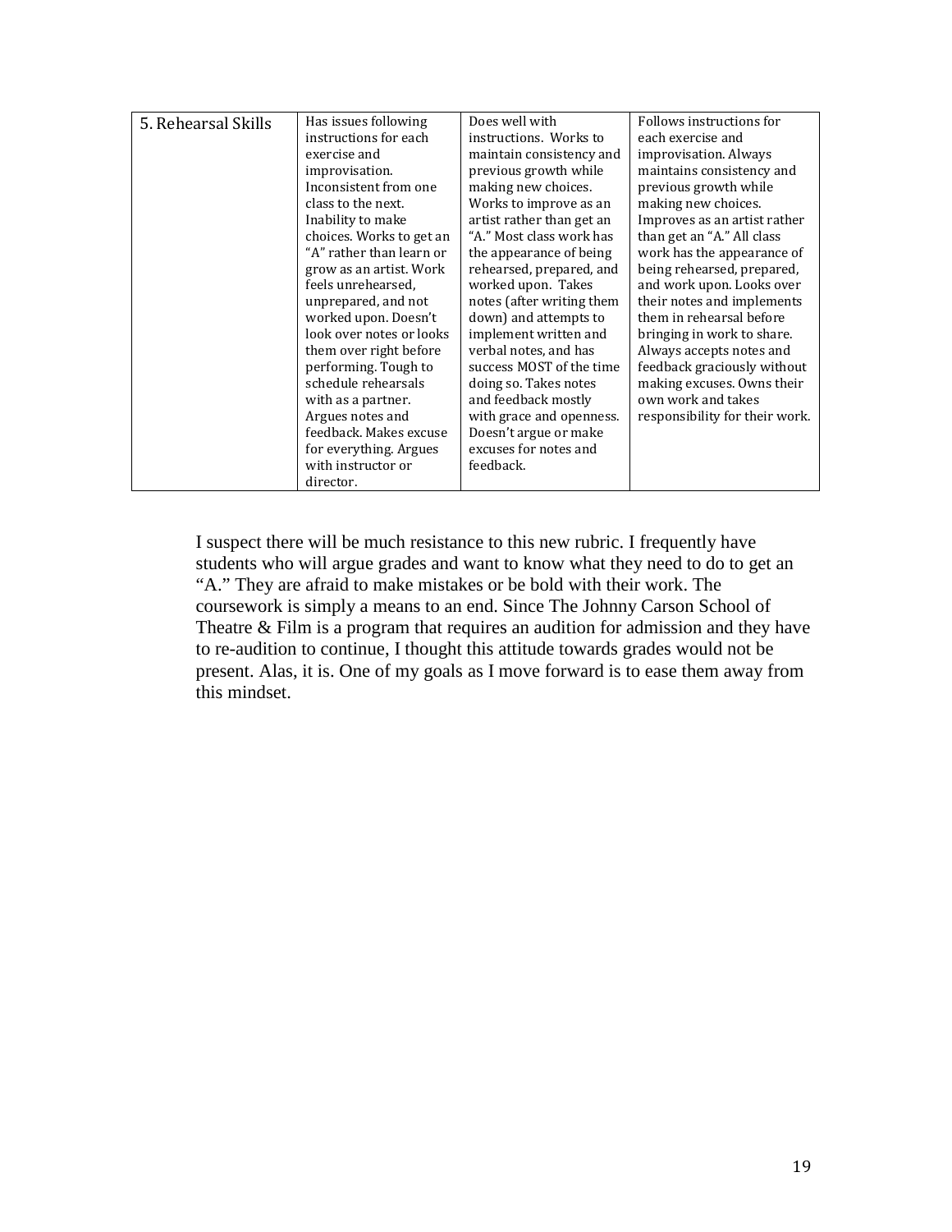| 5. Rehearsal Skills | Has issues following instructions for each exercise and improvisation. Inconsistent from one class to the next. Inability to make choices. Works to get an "A" rather than learn or grow as an artist. Work feels unrehearsed, unprepared, and not worked upon. Doesn't look over notes or looks them over right before performing. Tough to schedule rehearsals with as a partner. Argues notes and feedback. Makes excuse for everything. Argues with instructor or director. | Does well with instructions. Works to maintain consistency and previous growth while making new choices. Works to improve as an artist rather than get an "A." Most class work has the appearance of being rehearsed, prepared, and worked upon. Takes notes (after writing them down) and attempts to implement written and verbal notes, and has success MOST of the time doing so. Takes notes and feedback mostly with grace and openness. Doesn't argue or make excuses for notes and feedback. | Follows instructions for each exercise and improvisation. Always maintains consistency and previous growth while making new choices. Improves as an artist rather than get an "A." All class work has the appearance of being rehearsed, prepared, and work upon. Looks over their notes and implements them in rehearsal before bringing in work to share. Always accepts notes and feedback graciously without making excuses. Owns their own work and takes responsibility for their work. |
|---|---|---|---|

I suspect there will be much resistance to this new rubric. I frequently have students who will argue grades and want to know what they need to do to get an "A." They are afraid to make mistakes or be bold with their work. The coursework is simply a means to an end. Since The Johnny Carson School of Theatre & Film is a program that requires an audition for admission and they have to re-audition to continue, I thought this attitude towards grades would not be present. Alas, it is. One of my goals as I move forward is to ease them away from this mindset.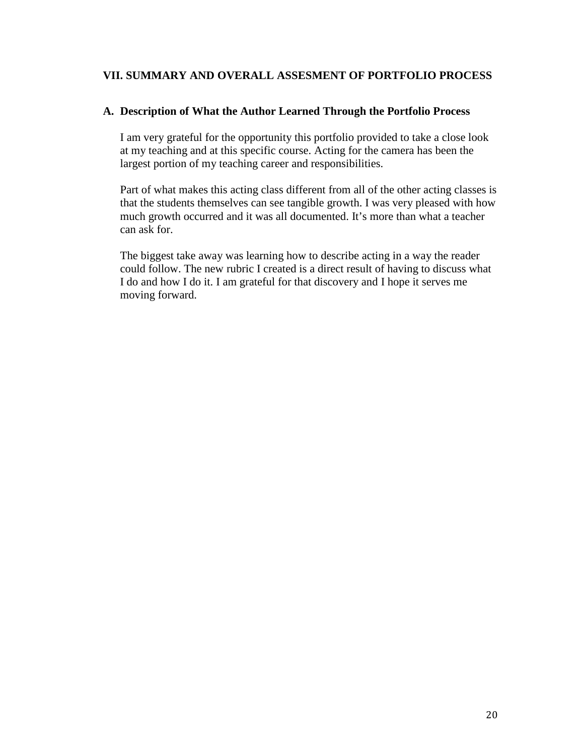## VII. SUMMARY AND OVERALL ASSESMENT OF PORTFOLIO PROCESS

### A. Description of What the Author Learned Through the Portfolio Process

I am very grateful for the opportunity this portfolio provided to take a close look at my teaching and at this specific course. Acting for the camera has been the largest portion of my teaching career and responsibilities.

Part of what makes this acting class different from all of the other acting classes is that the students themselves can see tangible growth. I was very pleased with how much growth occurred and it was all documented. It's more than what a teacher can ask for.

The biggest take away was learning how to describe acting in a way the reader could follow. The new rubric I created is a direct result of having to discuss what I do and how I do it. I am grateful for that discovery and I hope it serves me moving forward.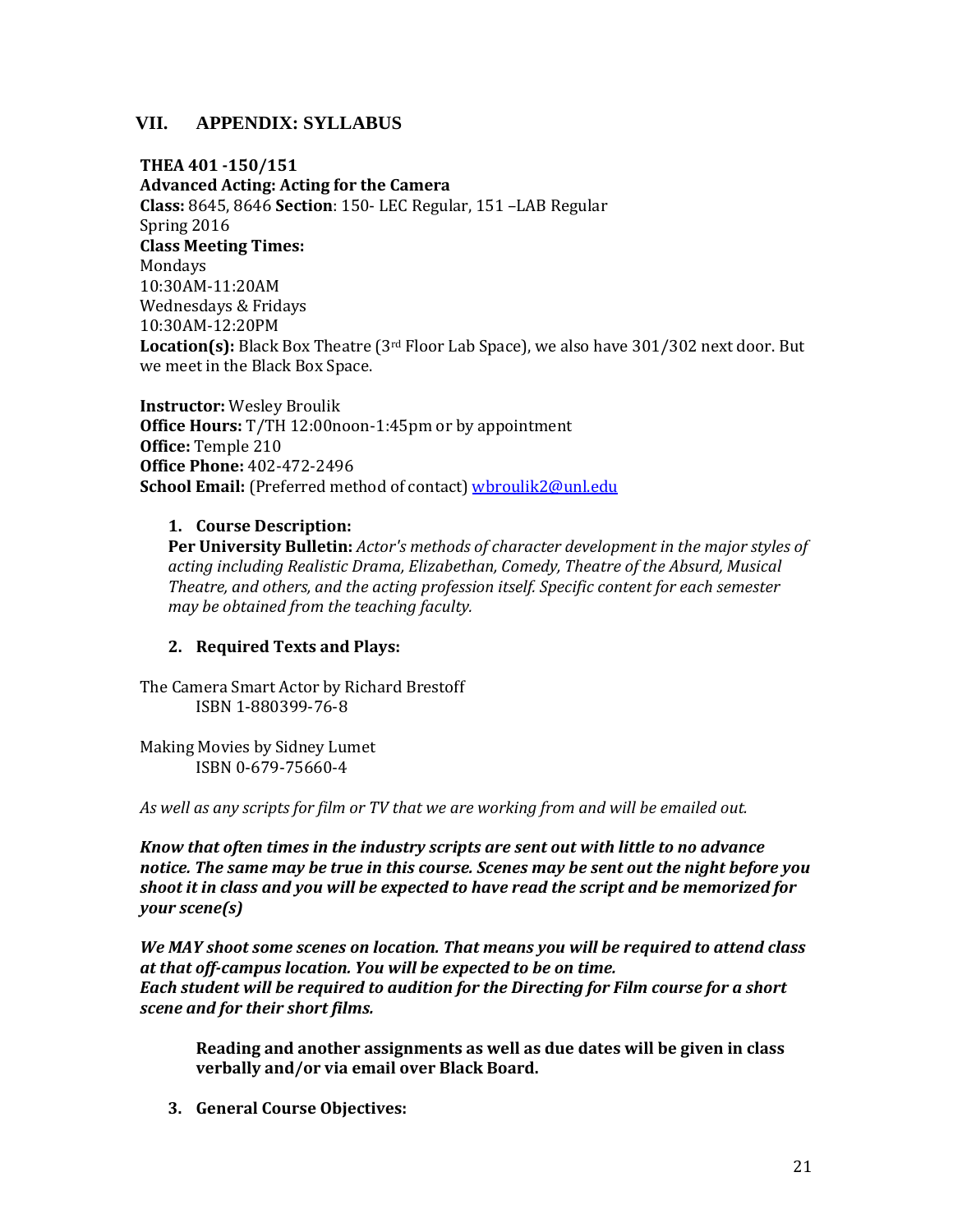## VII. APPENDIX: SYLLABUS

**THEA 401 -150/151**
**Advanced Acting: Acting for the Camera**
**Class:** 8645, 8646 **Section**: 150- LEC Regular, 151 –LAB Regular
Spring 2016
**Class Meeting Times:**
Mondays
10:30AM-11:20AM
Wednesdays & Fridays
10:30AM-12:20PM
**Location(s):** Black Box Theatre (3rd Floor Lab Space), we also have 301/302 next door. But we meet in the Black Box Space.

**Instructor:** Wesley Broulik
**Office Hours:** T/TH 12:00noon-1:45pm or by appointment
**Office:** Temple 210
**Office Phone:** 402-472-2496
**School Email:** (Preferred method of contact) wbroulik2@unl.edu

1. **Course Description:**
   **Per University Bulletin:** *Actor's methods of character development in the major styles of acting including Realistic Drama, Elizabethan, Comedy, Theatre of the Absurd, Musical Theatre, and others, and the acting profession itself. Specific content for each semester may be obtained from the teaching faculty.*

2. **Required Texts and Plays:**

The Camera Smart Actor by Richard Brestoff
ISBN 1-880399-76-8

Making Movies by Sidney Lumet
ISBN 0-679-75660-4

*As well as any scripts for film or TV that we are working from and will be emailed out.*

***Know that often times in the industry scripts are sent out with little to no advance notice. The same may be true in this course. Scenes may be sent out the night before you shoot it in class and you will be expected to have read the script and be memorized for your scene(s)***

***We MAY shoot some scenes on location. That means you will be required to attend class at that off-campus location. You will be expected to be on time.***
***Each student will be required to audition for the Directing for Film course for a short scene and for their short films.***

**Reading and another assignments as well as due dates will be given in class verbally and/or via email over Black Board.**

3. **General Course Objectives:**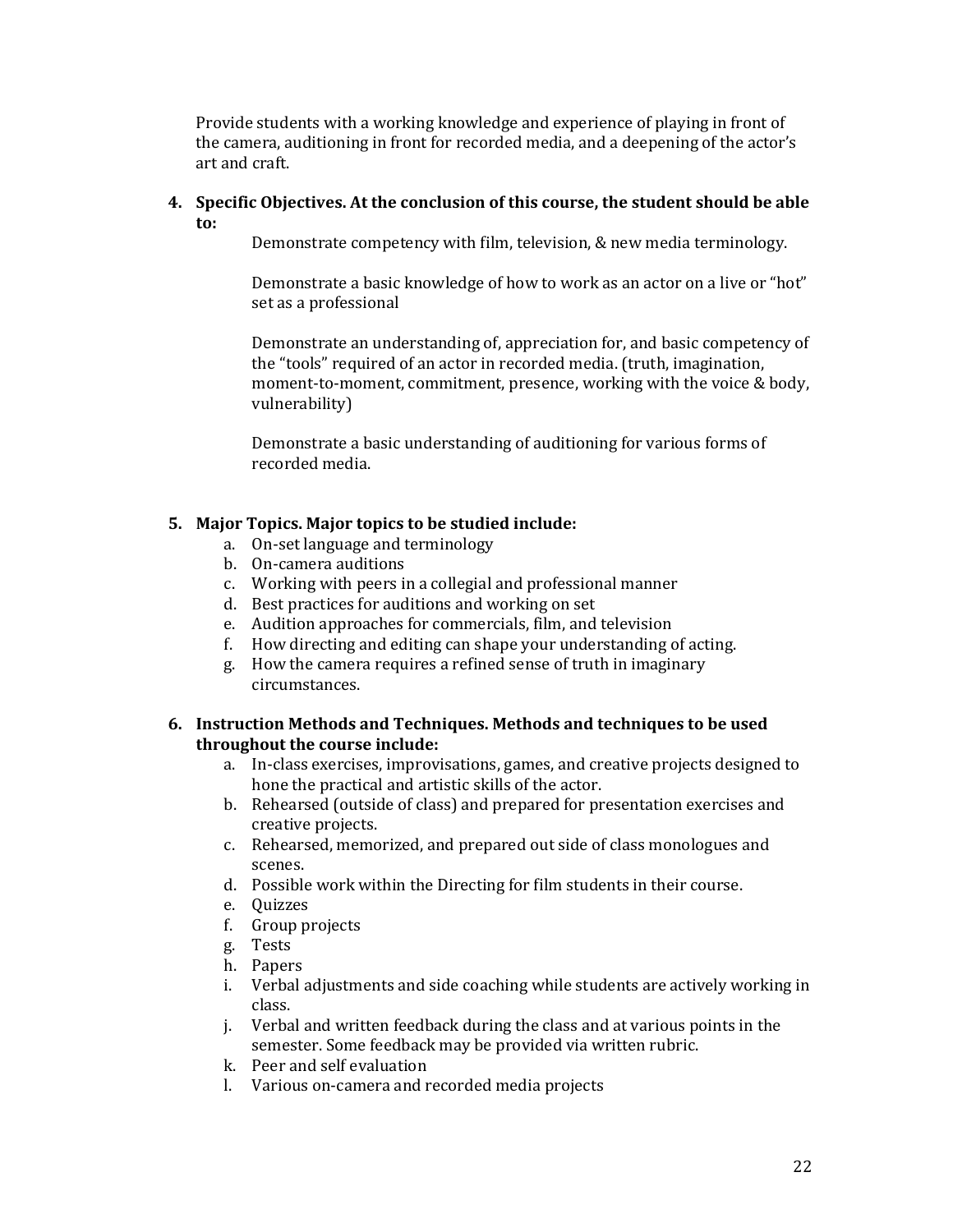Provide students with a working knowledge and experience of playing in front of the camera, auditioning in front for recorded media, and a deepening of the actor's art and craft.

4. **Specific Objectives. At the conclusion of this course, the student should be able to:**

   Demonstrate competency with film, television, & new media terminology.

   Demonstrate a basic knowledge of how to work as an actor on a live or "hot" set as a professional

   Demonstrate an understanding of, appreciation for, and basic competency of the "tools" required of an actor in recorded media. (truth, imagination, moment-to-moment, commitment, presence, working with the voice & body, vulnerability)

   Demonstrate a basic understanding of auditioning for various forms of recorded media.

5. **Major Topics. Major topics to be studied include:**
   a. On-set language and terminology
   b. On-camera auditions
   c. Working with peers in a collegial and professional manner
   d. Best practices for auditions and working on set
   e. Audition approaches for commercials, film, and television
   f. How directing and editing can shape your understanding of acting.
   g. How the camera requires a refined sense of truth in imaginary circumstances.

6. **Instruction Methods and Techniques. Methods and techniques to be used throughout the course include:**
   a. In-class exercises, improvisations, games, and creative projects designed to hone the practical and artistic skills of the actor.
   b. Rehearsed (outside of class) and prepared for presentation exercises and creative projects.
   c. Rehearsed, memorized, and prepared out side of class monologues and scenes.
   d. Possible work within the Directing for film students in their course.
   e. Quizzes
   f. Group projects
   g. Tests
   h. Papers
   i. Verbal adjustments and side coaching while students are actively working in class.
   j. Verbal and written feedback during the class and at various points in the semester. Some feedback may be provided via written rubric.
   k. Peer and self evaluation
   l. Various on-camera and recorded media projects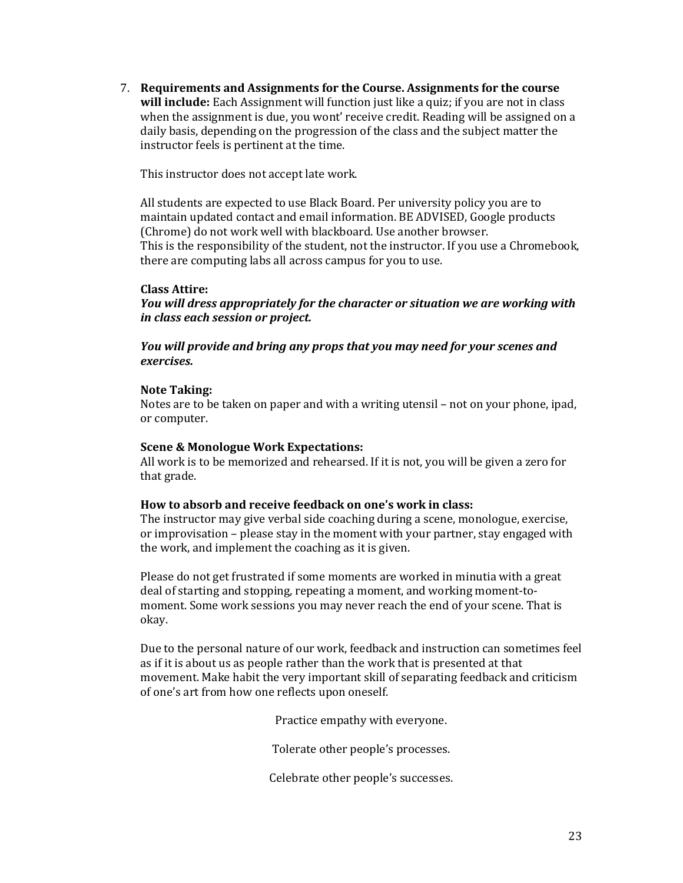7. **Requirements and Assignments for the Course. Assignments for the course will include:** Each Assignment will function just like a quiz; if you are not in class when the assignment is due, you wont' receive credit. Reading will be assigned on a daily basis, depending on the progression of the class and the subject matter the instructor feels is pertinent at the time.

   This instructor does not accept late work.

   All students are expected to use Black Board. Per university policy you are to maintain updated contact and email information. BE ADVISED, Google products (Chrome) do not work well with blackboard. Use another browser.
   This is the responsibility of the student, not the instructor. If you use a Chromebook, there are computing labs all across campus for you to use.

   **Class Attire:**
   ***You will dress appropriately for the character or situation we are working with in class each session or project.***

   ***You will provide and bring any props that you may need for your scenes and exercises.***

   **Note Taking:**
   Notes are to be taken on paper and with a writing utensil – not on your phone, ipad, or computer.

   **Scene & Monologue Work Expectations:**
   All work is to be memorized and rehearsed. If it is not, you will be given a zero for that grade.

   **How to absorb and receive feedback on one's work in class:**
   The instructor may give verbal side coaching during a scene, monologue, exercise, or improvisation – please stay in the moment with your partner, stay engaged with the work, and implement the coaching as it is given.

   Please do not get frustrated if some moments are worked in minutia with a great deal of starting and stopping, repeating a moment, and working moment-to-moment. Some work sessions you may never reach the end of your scene. That is okay.

   Due to the personal nature of our work, feedback and instruction can sometimes feel as if it is about us as people rather than the work that is presented at that movement. Make habit the very important skill of separating feedback and criticism of one's art from how one reflects upon oneself.

   Practice empathy with everyone.

   Tolerate other people's processes.

   Celebrate other people's successes.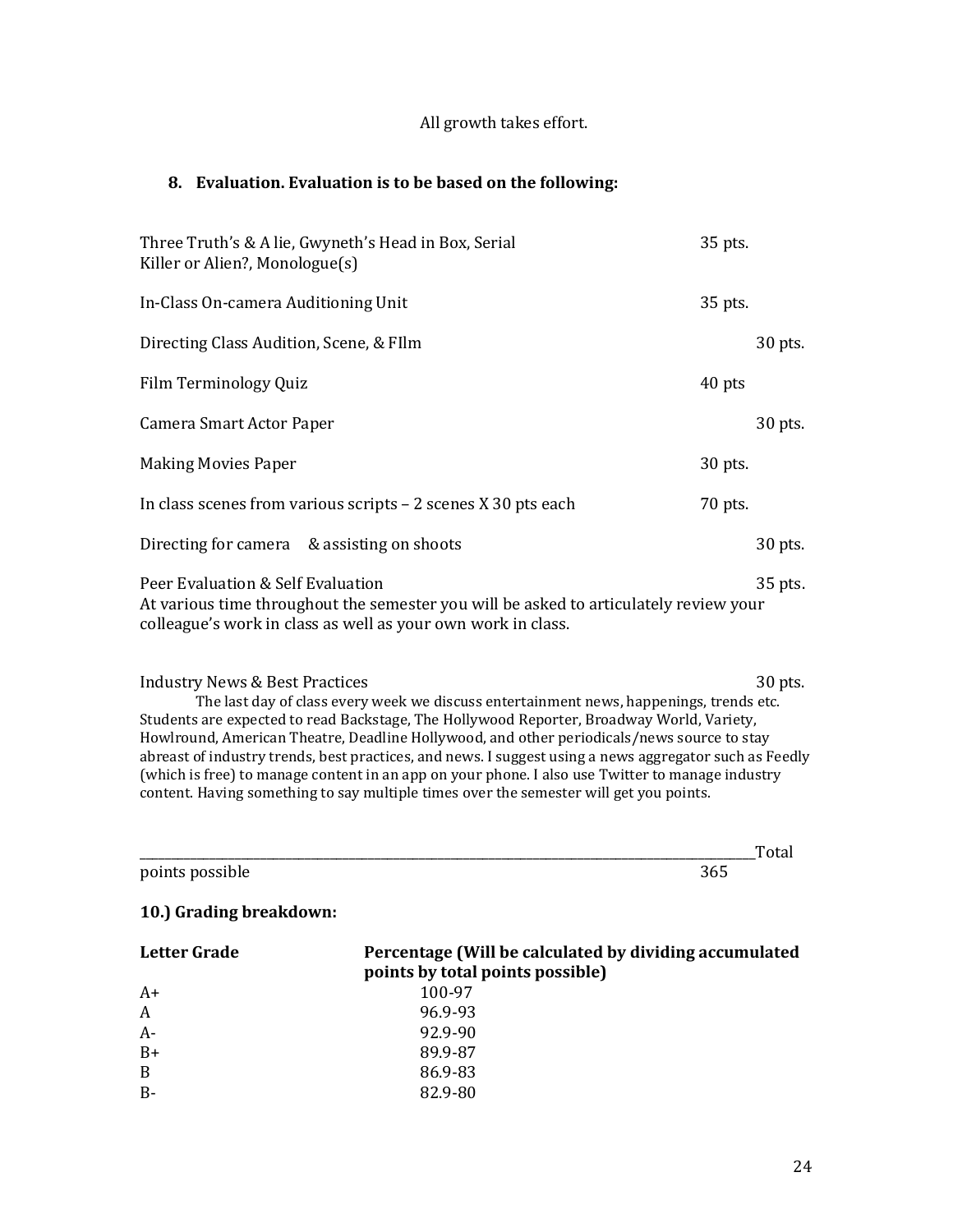All growth takes effort.

### 8. Evaluation. Evaluation is to be based on the following:

| | |
|---|---|
| Three Truth's & A lie, Gwyneth's Head in Box, Serial Killer or Alien?, Monologue(s) | 35 pts. |
| In-Class On-camera Auditioning Unit | 35 pts. |
| Directing Class Audition, Scene, & FIlm | 30 pts. |
| Film Terminology Quiz | 40 pts |
| Camera Smart Actor Paper | 30 pts. |
| Making Movies Paper | 30 pts. |
| In class scenes from various scripts – 2 scenes X 30 pts each | 70 pts. |
| Directing for camera & assisting on shoots | 30 pts. |
| Peer Evaluation & Self Evaluation | 35 pts. |

At various time throughout the semester you will be asked to articulately review your colleague's work in class as well as your own work in class.

Industry News & Best Practices 30 pts.

The last day of class every week we discuss entertainment news, happenings, trends etc. Students are expected to read Backstage, The Hollywood Reporter, Broadway World, Variety, Howlround, American Theatre, Deadline Hollywood, and other periodicals/news source to stay abreast of industry trends, best practices, and news. I suggest using a news aggregator such as Feedly (which is free) to manage content in an app on your phone. I also use Twitter to manage industry content. Having something to say multiple times over the semester will get you points.

Total points possible 365

### 10.) Grading breakdown:

| Letter Grade | Percentage (Will be calculated by dividing accumulated points by total points possible) |
|---|---|
| A+ | 100-97 |
| A | 96.9-93 |
| A- | 92.9-90 |
| B+ | 89.9-87 |
| B | 86.9-83 |
| B- | 82.9-80 |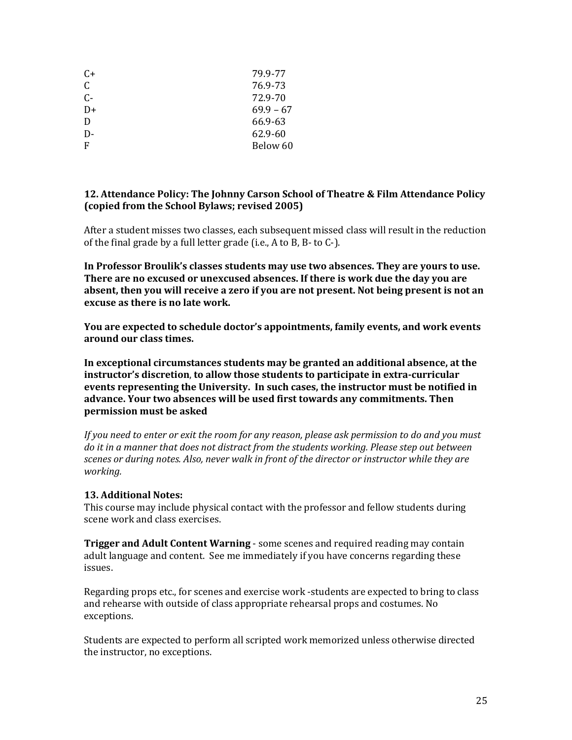| | |
|---|---|
| C+ | 79.9-77 |
| C | 76.9-73 |
| C- | 72.9-70 |
| D+ | 69.9 – 67 |
| D | 66.9-63 |
| D- | 62.9-60 |
| F | Below 60 |

**12. Attendance Policy: The Johnny Carson School of Theatre & Film Attendance Policy (copied from the School Bylaws; revised 2005)**

After a student misses two classes, each subsequent missed class will result in the reduction of the final grade by a full letter grade (i.e., A to B, B- to C-).

**In Professor Broulik's classes students may use two absences. They are yours to use. There are no excused or unexcused absences. If there is work due the day you are absent, then you will receive a zero if you are not present. Not being present is not an excuse as there is no late work.**

**You are expected to schedule doctor's appointments, family events, and work events around our class times.**

**In exceptional circumstances students may be granted an additional absence, at the instructor's discretion, to allow those students to participate in extra-curricular events representing the University. In such cases, the instructor must be notified in advance. Your two absences will be used first towards any commitments. Then permission must be asked**

*If you need to enter or exit the room for any reason, please ask permission to do and you must do it in a manner that does not distract from the students working. Please step out between scenes or during notes. Also, never walk in front of the director or instructor while they are working.*

**13. Additional Notes:**

This course may include physical contact with the professor and fellow students during scene work and class exercises.

**Trigger and Adult Content Warning** - some scenes and required reading may contain adult language and content. See me immediately if you have concerns regarding these issues.

Regarding props etc., for scenes and exercise work -students are expected to bring to class and rehearse with outside of class appropriate rehearsal props and costumes. No exceptions.

Students are expected to perform all scripted work memorized unless otherwise directed the instructor, no exceptions.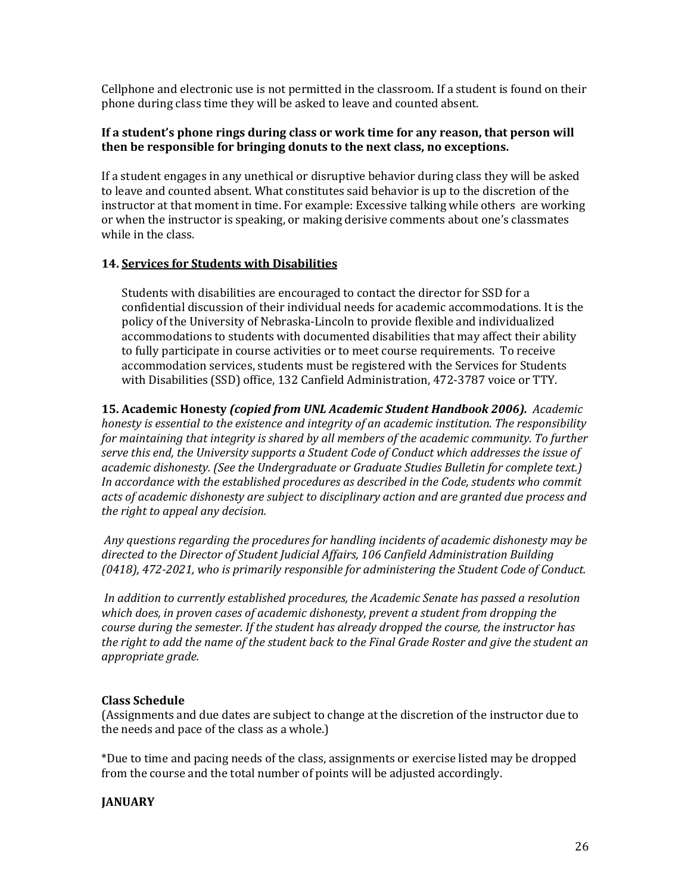Cellphone and electronic use is not permitted in the classroom. If a student is found on their phone during class time they will be asked to leave and counted absent.

**If a student's phone rings during class or work time for any reason, that person will then be responsible for bringing donuts to the next class, no exceptions.**

If a student engages in any unethical or disruptive behavior during class they will be asked to leave and counted absent. What constitutes said behavior is up to the discretion of the instructor at that moment in time. For example: Excessive talking while others are working or when the instructor is speaking, or making derisive comments about one's classmates while in the class.

### 14. <u>Services for Students with Disabilities</u>

Students with disabilities are encouraged to contact the director for SSD for a confidential discussion of their individual needs for academic accommodations. It is the policy of the University of Nebraska-Lincoln to provide flexible and individualized accommodations to students with documented disabilities that may affect their ability to fully participate in course activities or to meet course requirements. To receive accommodation services, students must be registered with the Services for Students with Disabilities (SSD) office, 132 Canfield Administration, 472-3787 voice or TTY.

**15. Academic Honesty** ***(copied from UNL Academic Student Handbook 2006).*** *Academic honesty is essential to the existence and integrity of an academic institution. The responsibility for maintaining that integrity is shared by all members of the academic community. To further serve this end, the University supports a Student Code of Conduct which addresses the issue of academic dishonesty. (See the Undergraduate or Graduate Studies Bulletin for complete text.) In accordance with the established procedures as described in the Code, students who commit acts of academic dishonesty are subject to disciplinary action and are granted due process and the right to appeal any decision.*

*Any questions regarding the procedures for handling incidents of academic dishonesty may be directed to the Director of Student Judicial Affairs, 106 Canfield Administration Building (0418), 472-2021, who is primarily responsible for administering the Student Code of Conduct.*

*In addition to currently established procedures, the Academic Senate has passed a resolution which does, in proven cases of academic dishonesty, prevent a student from dropping the course during the semester. If the student has already dropped the course, the instructor has the right to add the name of the student back to the Final Grade Roster and give the student an appropriate grade.*

**Class Schedule**
(Assignments and due dates are subject to change at the discretion of the instructor due to the needs and pace of the class as a whole.)

*Due to time and pacing needs of the class, assignments or exercise listed may be dropped from the course and the total number of points will be adjusted accordingly.

**JANUARY**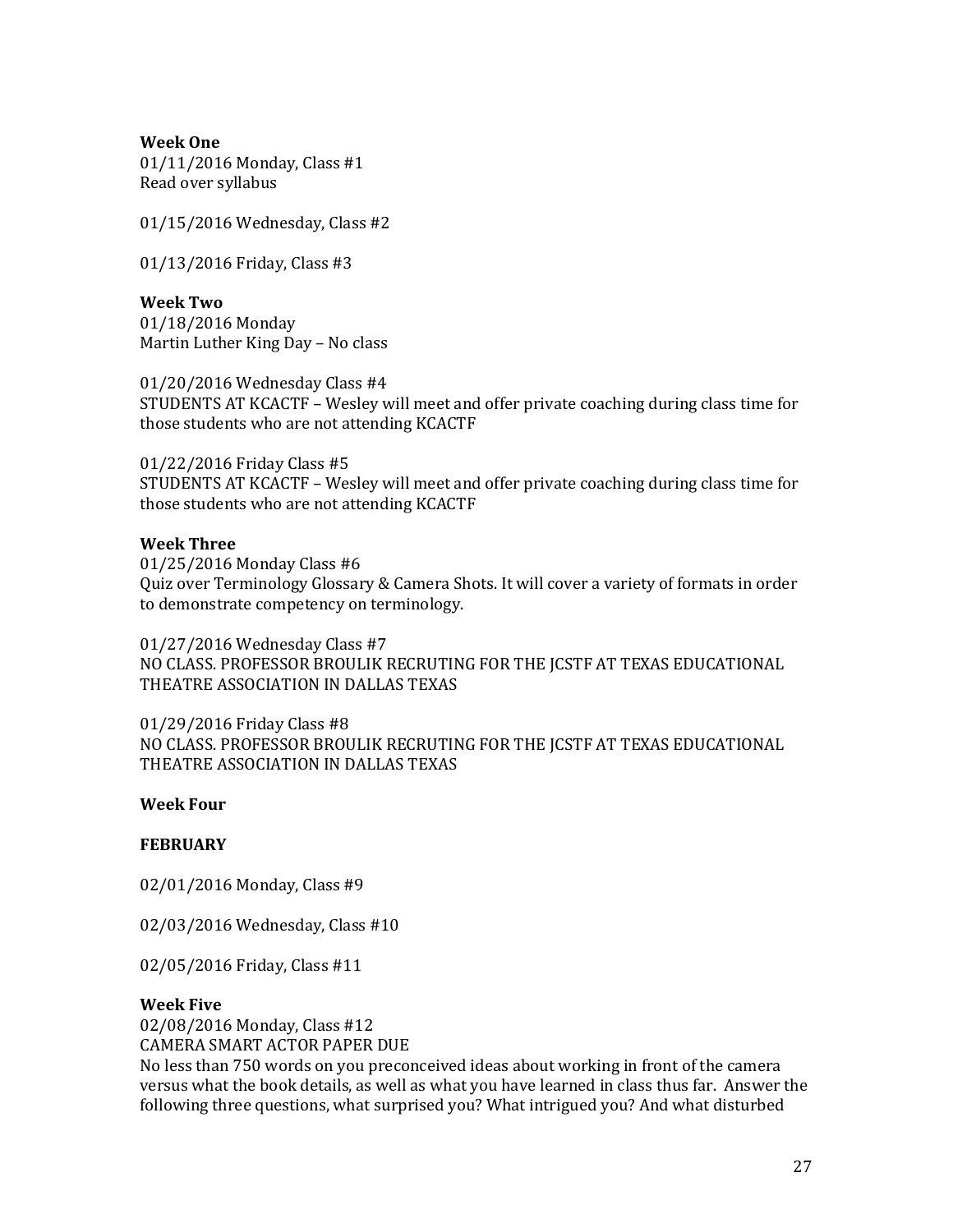**Week One**
01/11/2016 Monday, Class #1
Read over syllabus

01/15/2016 Wednesday, Class #2

01/13/2016 Friday, Class #3

**Week Two**
01/18/2016 Monday
Martin Luther King Day – No class

01/20/2016 Wednesday Class #4
STUDENTS AT KCACTF – Wesley will meet and offer private coaching during class time for those students who are not attending KCACTF

01/22/2016 Friday Class #5
STUDENTS AT KCACTF – Wesley will meet and offer private coaching during class time for those students who are not attending KCACTF

**Week Three**
01/25/2016 Monday Class #6
Quiz over Terminology Glossary & Camera Shots. It will cover a variety of formats in order to demonstrate competency on terminology.

01/27/2016 Wednesday Class #7
NO CLASS. PROFESSOR BROULIK RECRUTING FOR THE JCSTF AT TEXAS EDUCATIONAL THEATRE ASSOCIATION IN DALLAS TEXAS

01/29/2016 Friday Class #8
NO CLASS. PROFESSOR BROULIK RECRUTING FOR THE JCSTF AT TEXAS EDUCATIONAL THEATRE ASSOCIATION IN DALLAS TEXAS

**Week Four**

**FEBRUARY**

02/01/2016 Monday, Class #9

02/03/2016 Wednesday, Class #10

02/05/2016 Friday, Class #11

**Week Five**
02/08/2016 Monday, Class #12
CAMERA SMART ACTOR PAPER DUE
No less than 750 words on you preconceived ideas about working in front of the camera versus what the book details, as well as what you have learned in class thus far. Answer the following three questions, what surprised you? What intrigued you? And what disturbed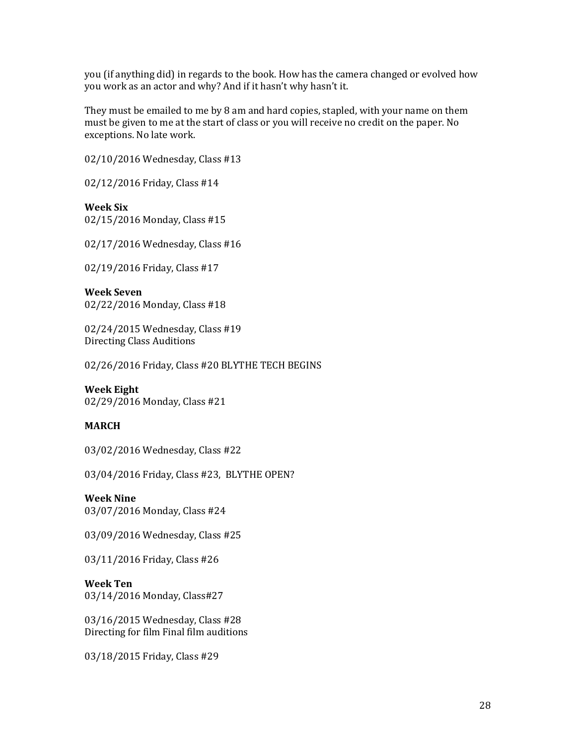you (if anything did) in regards to the book. How has the camera changed or evolved how you work as an actor and why? And if it hasn't why hasn't it.

They must be emailed to me by 8 am and hard copies, stapled, with your name on them must be given to me at the start of class or you will receive no credit on the paper. No exceptions. No late work.

02/10/2016 Wednesday, Class #13

02/12/2016 Friday, Class #14

**Week Six**
02/15/2016 Monday, Class #15

02/17/2016 Wednesday, Class #16

02/19/2016 Friday, Class #17

**Week Seven**
02/22/2016 Monday, Class #18

02/24/2015 Wednesday, Class #19
Directing Class Auditions

02/26/2016 Friday, Class #20 BLYTHE TECH BEGINS

**Week Eight**
02/29/2016 Monday, Class #21

**MARCH**

03/02/2016 Wednesday, Class #22

03/04/2016 Friday, Class #23, BLYTHE OPEN?

**Week Nine**
03/07/2016 Monday, Class #24

03/09/2016 Wednesday, Class #25

03/11/2016 Friday, Class #26

**Week Ten**
03/14/2016 Monday, Class#27

03/16/2015 Wednesday, Class #28
Directing for film Final film auditions

03/18/2015 Friday, Class #29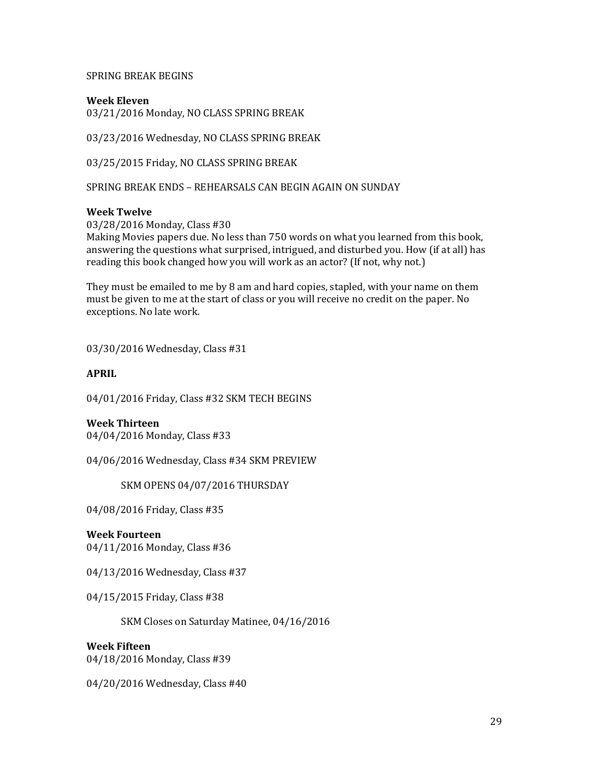SPRING BREAK BEGINS

**Week Eleven**
03/21/2016 Monday, NO CLASS SPRING BREAK

03/23/2016 Wednesday, NO CLASS SPRING BREAK

03/25/2015 Friday, NO CLASS SPRING BREAK

SPRING BREAK ENDS – REHEARSALS CAN BEGIN AGAIN ON SUNDAY

**Week Twelve**
03/28/2016 Monday, Class #30
Making Movies papers due. No less than 750 words on what you learned from this book, answering the questions what surprised, intrigued, and disturbed you. How (if at all) has reading this book changed how you will work as an actor? (If not, why not.)

They must be emailed to me by 8 am and hard copies, stapled, with your name on them must be given to me at the start of class or you will receive no credit on the paper. No exceptions. No late work.

03/30/2016 Wednesday, Class #31

**APRIL**

04/01/2016 Friday, Class #32 SKM TECH BEGINS

**Week Thirteen**
04/04/2016 Monday, Class #33

04/06/2016 Wednesday, Class #34 SKM PREVIEW

SKM OPENS 04/07/2016 THURSDAY

04/08/2016 Friday, Class #35

**Week Fourteen**
04/11/2016 Monday, Class #36

04/13/2016 Wednesday, Class #37

04/15/2015 Friday, Class #38

SKM Closes on Saturday Matinee, 04/16/2016

**Week Fifteen**
04/18/2016 Monday, Class #39

04/20/2016 Wednesday, Class #40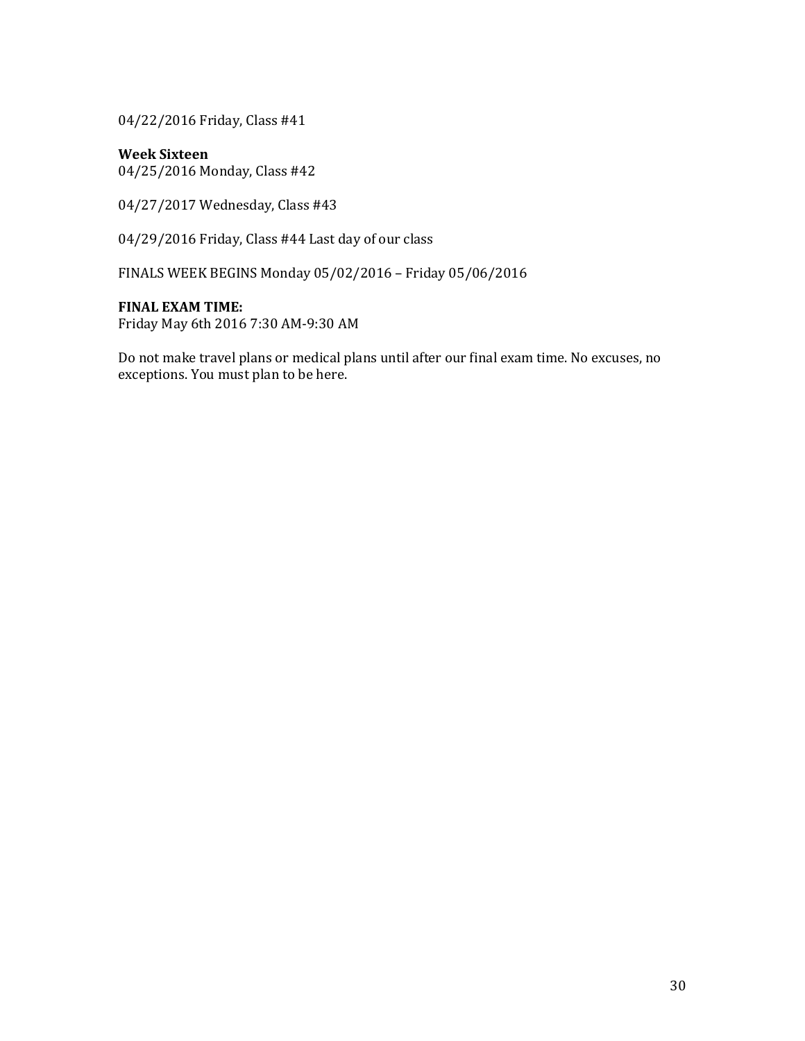04/22/2016 Friday, Class #41

**Week Sixteen**
04/25/2016 Monday, Class #42

04/27/2017 Wednesday, Class #43

04/29/2016 Friday, Class #44 Last day of our class

FINALS WEEK BEGINS Monday 05/02/2016 – Friday 05/06/2016

**FINAL EXAM TIME:**
Friday May 6th 2016 7:30 AM-9:30 AM

Do not make travel plans or medical plans until after our final exam time. No excuses, no exceptions. You must plan to be here.